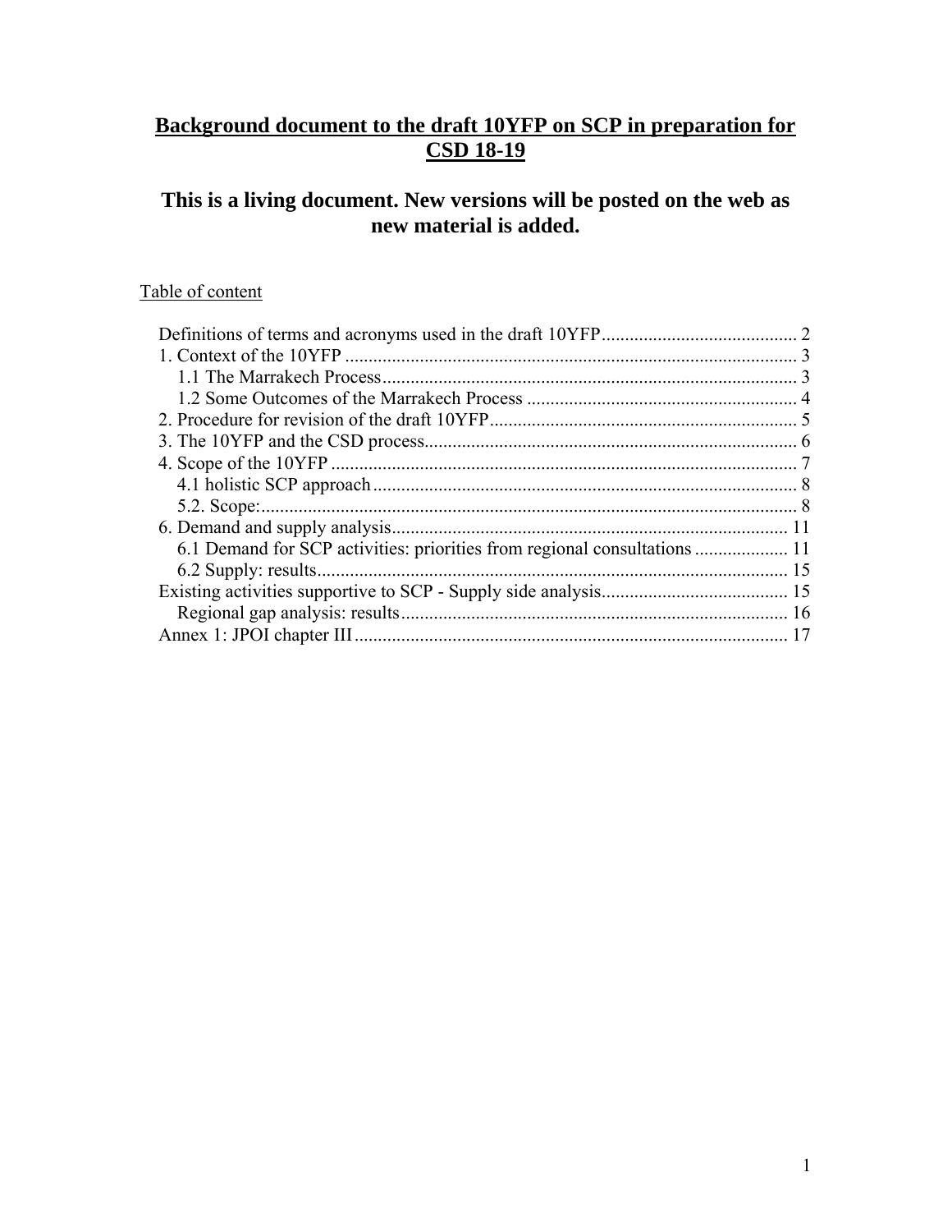# Background document to the draft 10YFP on SCP in preparation for CSD 18-19

## This is a living document. New versions will be posted on the web as new material is added.

Table of content

Definitions of terms and acronyms used in the draft 10YFP .......................................... 2
1. Context of the 10YFP ................................................................................................ 3
   1.1 The Marrakech Process ........................................................................................ 3
   1.2 Some Outcomes of the Marrakech Process .......................................................... 4
2. Procedure for revision of the draft 10YFP .................................................................. 5
3. The 10YFP and the CSD process ................................................................................ 6
4. Scope of the 10YFP .................................................................................................... 7
   4.1 holistic SCP approach .......................................................................................... 8
   5.2. Scope: .................................................................................................................. 8
6. Demand and supply analysis ..................................................................................... 11
   6.1 Demand for SCP activities: priorities from regional consultations .................... 11
   6.2 Supply: results ..................................................................................................... 15
Existing activities supportive to SCP - Supply side analysis ........................................ 15
   Regional gap analysis: results ................................................................................... 16
Annex 1: JPOI chapter III ............................................................................................. 17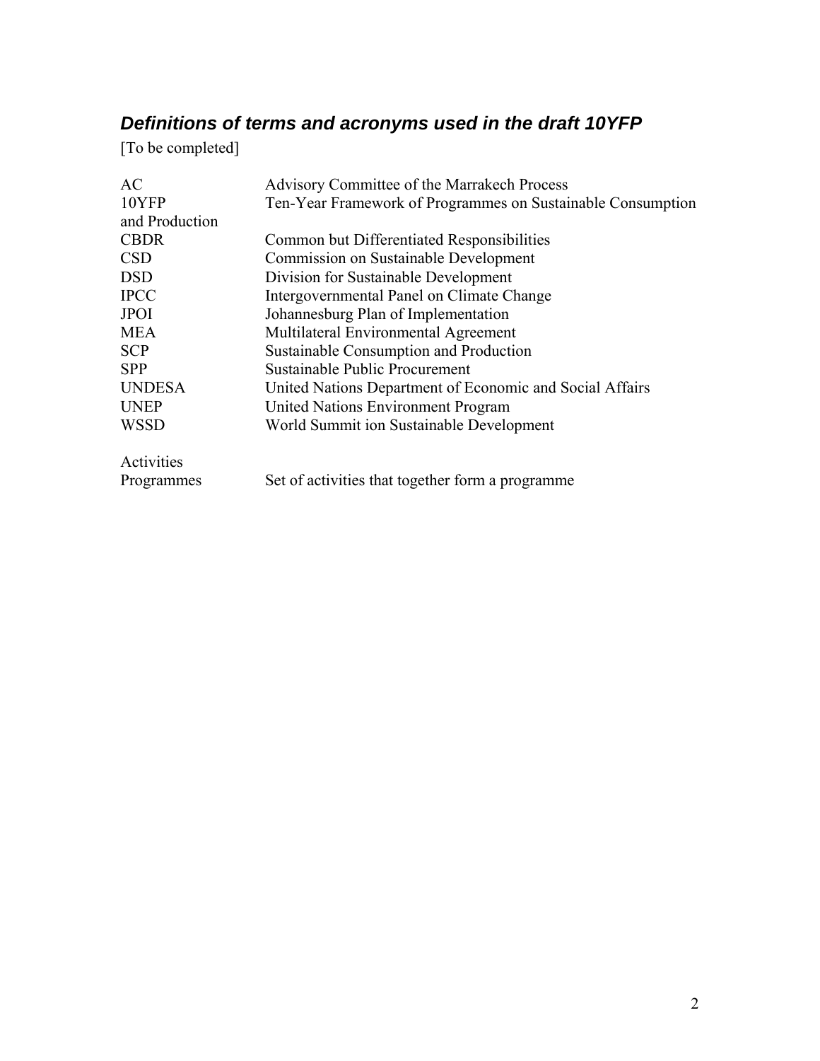## *Definitions of terms and acronyms used in the draft 10YFP*

[To be completed]

| | |
|---|---|
| AC | Advisory Committee of the Marrakech Process |
| 10YFP | Ten-Year Framework of Programmes on Sustainable Consumption and Production |
| CBDR | Common but Differentiated Responsibilities |
| CSD | Commission on Sustainable Development |
| DSD | Division for Sustainable Development |
| IPCC | Intergovernmental Panel on Climate Change |
| JPOI | Johannesburg Plan of Implementation |
| MEA | Multilateral Environmental Agreement |
| SCP | Sustainable Consumption and Production |
| SPP | Sustainable Public Procurement |
| UNDESA | United Nations Department of Economic and Social Affairs |
| UNEP | United Nations Environment Program |
| WSSD | World Summit ion Sustainable Development |
| | |
| Activities | |
| Programmes | Set of activities that together form a programme |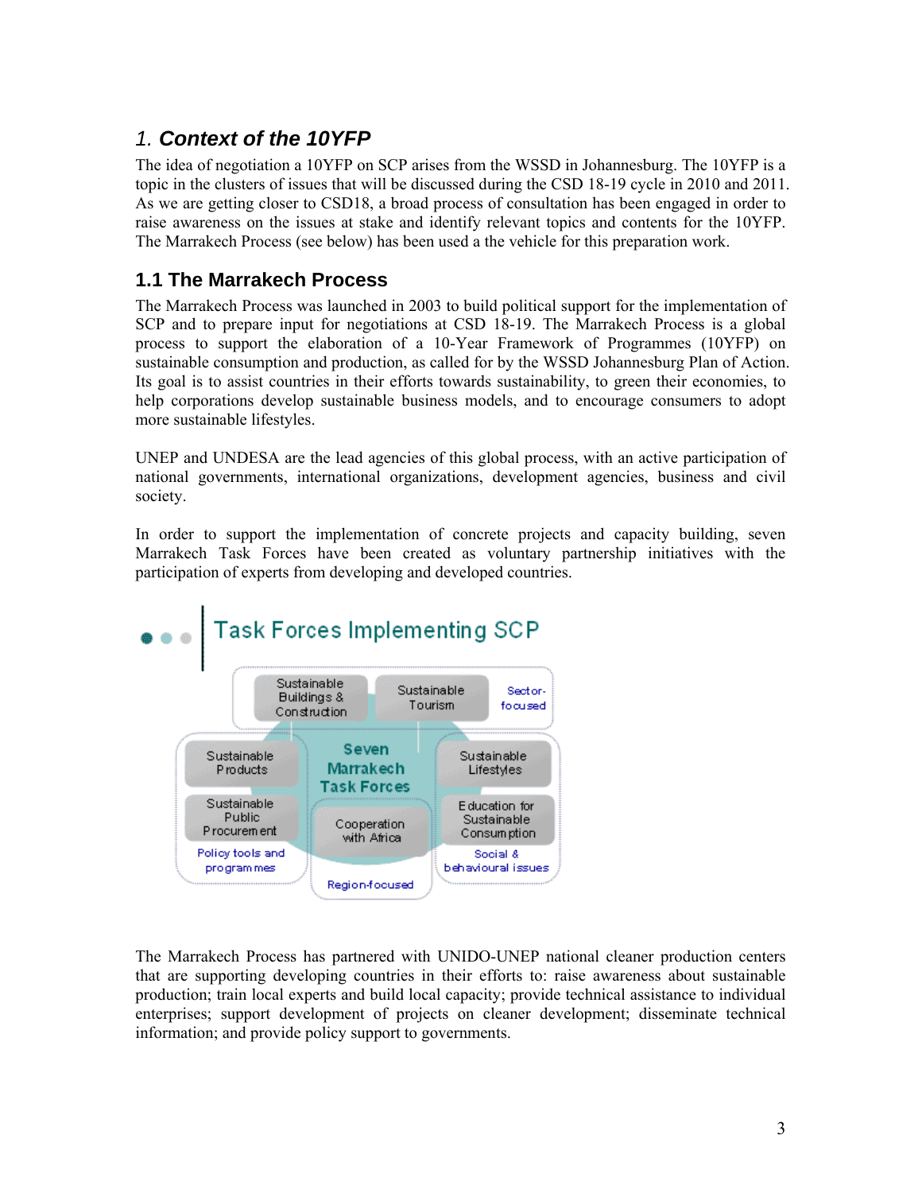## 1. Context of the 10YFP

The idea of negotiation a 10YFP on SCP arises from the WSSD in Johannesburg. The 10YFP is a topic in the clusters of issues that will be discussed during the CSD 18-19 cycle in 2010 and 2011. As we are getting closer to CSD18, a broad process of consultation has been engaged in order to raise awareness on the issues at stake and identify relevant topics and contents for the 10YFP. The Marrakech Process (see below) has been used a the vehicle for this preparation work.

### 1.1 The Marrakech Process

The Marrakech Process was launched in 2003 to build political support for the implementation of SCP and to prepare input for negotiations at CSD 18-19. The Marrakech Process is a global process to support the elaboration of a 10-Year Framework of Programmes (10YFP) on sustainable consumption and production, as called for by the WSSD Johannesburg Plan of Action. Its goal is to assist countries in their efforts towards sustainability, to green their economies, to help corporations develop sustainable business models, and to encourage consumers to adopt more sustainable lifestyles.

UNEP and UNDESA are the lead agencies of this global process, with an active participation of national governments, international organizations, development agencies, business and civil society.

In order to support the implementation of concrete projects and capacity building, seven Marrakech Task Forces have been created as voluntary partnership initiatives with the participation of experts from developing and developed countries.

**Task Forces Implementing SCP**

Seven Marrakech Task Forces

- Sector-focused: Sustainable Buildings & Construction; Sustainable Tourism
- Policy tools and programmes: Sustainable Products; Sustainable Public Procurement
- Region-focused: Cooperation with Africa
- Social & behavioural issues: Sustainable Lifestyles; Education for Sustainable Consumption

The Marrakech Process has partnered with UNIDO-UNEP national cleaner production centers that are supporting developing countries in their efforts to: raise awareness about sustainable production; train local experts and build local capacity; provide technical assistance to individual enterprises; support development of projects on cleaner development; disseminate technical information; and provide policy support to governments.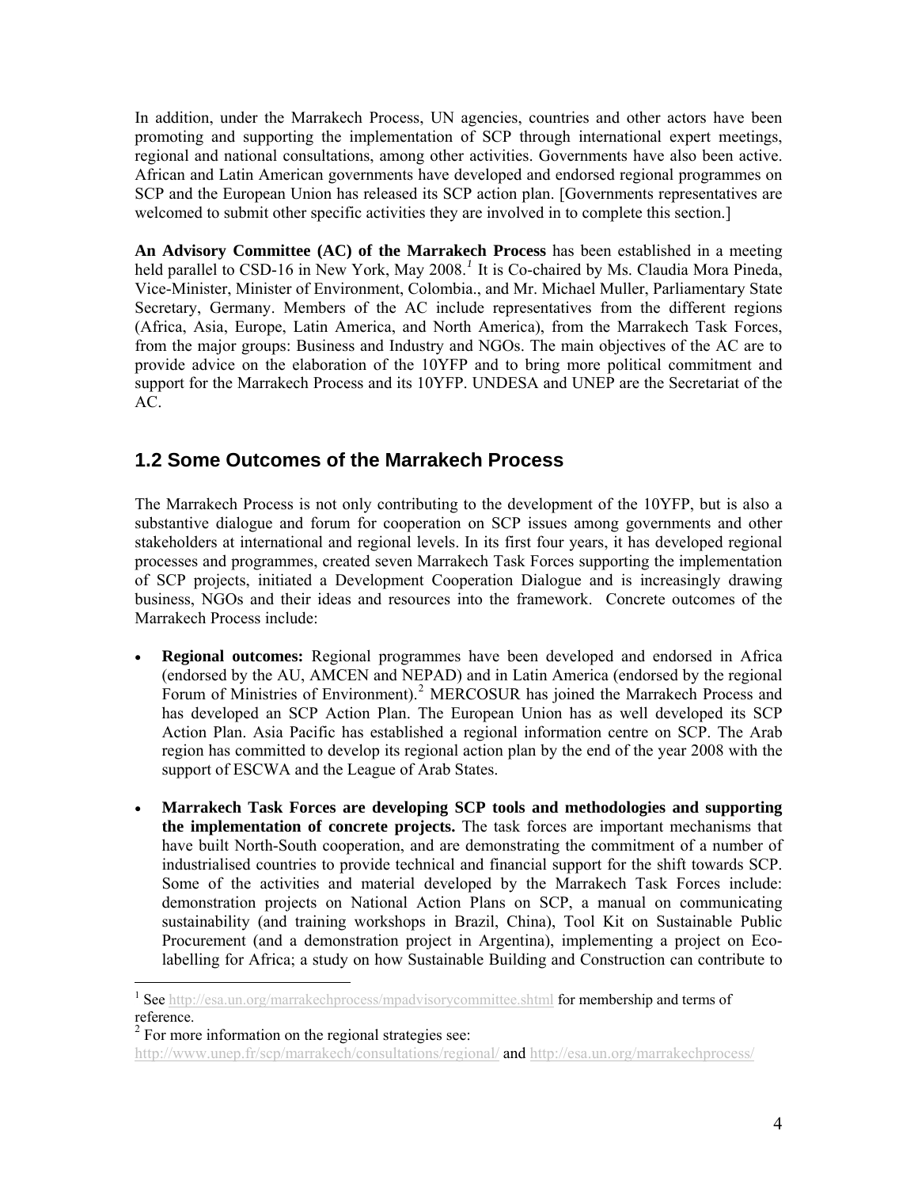In addition, under the Marrakech Process, UN agencies, countries and other actors have been promoting and supporting the implementation of SCP through international expert meetings, regional and national consultations, among other activities. Governments have also been active. African and Latin American governments have developed and endorsed regional programmes on SCP and the European Union has released its SCP action plan. [Governments representatives are welcomed to submit other specific activities they are involved in to complete this section.]

**An Advisory Committee (AC) of the Marrakech Process** has been established in a meeting held parallel to CSD-16 in New York, May 2008.[1] It is Co-chaired by Ms. Claudia Mora Pineda, Vice-Minister, Minister of Environment, Colombia., and Mr. Michael Muller, Parliamentary State Secretary, Germany. Members of the AC include representatives from the different regions (Africa, Asia, Europe, Latin America, and North America), from the Marrakech Task Forces, from the major groups: Business and Industry and NGOs. The main objectives of the AC are to provide advice on the elaboration of the 10YFP and to bring more political commitment and support for the Marrakech Process and its 10YFP. UNDESA and UNEP are the Secretariat of the AC.

## 1.2 Some Outcomes of the Marrakech Process

The Marrakech Process is not only contributing to the development of the 10YFP, but is also a substantive dialogue and forum for cooperation on SCP issues among governments and other stakeholders at international and regional levels. In its first four years, it has developed regional processes and programmes, created seven Marrakech Task Forces supporting the implementation of SCP projects, initiated a Development Cooperation Dialogue and is increasingly drawing business, NGOs and their ideas and resources into the framework. Concrete outcomes of the Marrakech Process include:

- **Regional outcomes:** Regional programmes have been developed and endorsed in Africa (endorsed by the AU, AMCEN and NEPAD) and in Latin America (endorsed by the regional Forum of Ministries of Environment).[2] MERCOSUR has joined the Marrakech Process and has developed an SCP Action Plan. The European Union has as well developed its SCP Action Plan. Asia Pacific has established a regional information centre on SCP. The Arab region has committed to develop its regional action plan by the end of the year 2008 with the support of ESCWA and the League of Arab States.
- **Marrakech Task Forces are developing SCP tools and methodologies and supporting the implementation of concrete projects.** The task forces are important mechanisms that have built North-South cooperation, and are demonstrating the commitment of a number of industrialised countries to provide technical and financial support for the shift towards SCP. Some of the activities and material developed by the Marrakech Task Forces include: demonstration projects on National Action Plans on SCP, a manual on communicating sustainability (and training workshops in Brazil, China), Tool Kit on Sustainable Public Procurement (and a demonstration project in Argentina), implementing a project on Eco-labelling for Africa; a study on how Sustainable Building and Construction can contribute to

---

[1] See http://esa.un.org/marrakechprocess/mpadvisorycommittee.shtml for membership and terms of reference.

[2] For more information on the regional strategies see: http://www.unep.fr/scp/marrakech/consultations/regional/ and http://esa.un.org/marrakechprocess/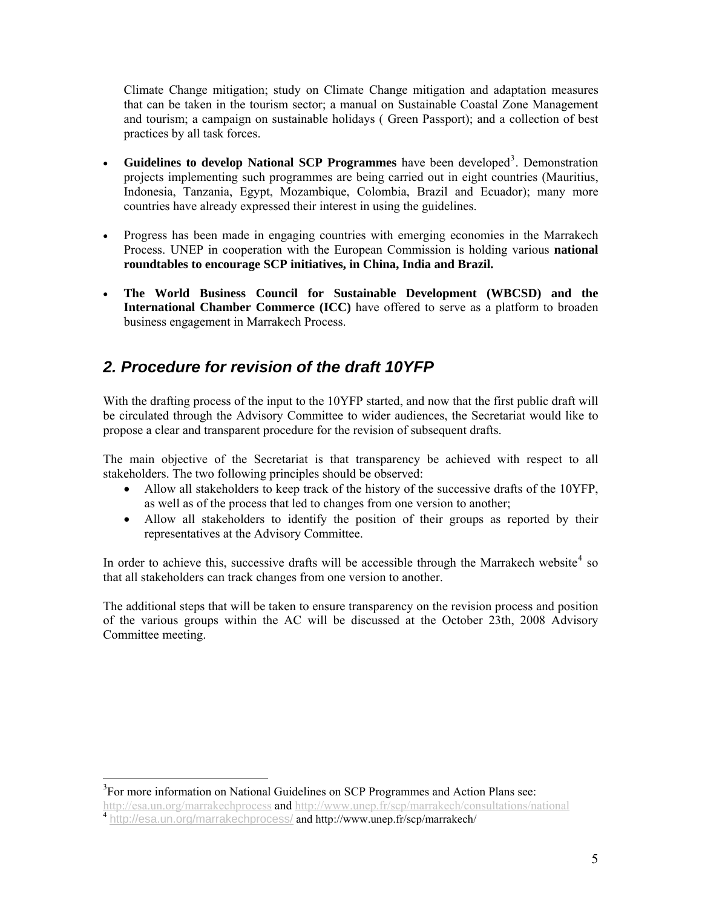Climate Change mitigation; study on Climate Change mitigation and adaptation measures that can be taken in the tourism sector; a manual on Sustainable Coastal Zone Management and tourism; a campaign on sustainable holidays ( Green Passport); and a collection of best practices by all task forces.

- **Guidelines to develop National SCP Programmes** have been developed[3]. Demonstration projects implementing such programmes are being carried out in eight countries (Mauritius, Indonesia, Tanzania, Egypt, Mozambique, Colombia, Brazil and Ecuador); many more countries have already expressed their interest in using the guidelines.

- Progress has been made in engaging countries with emerging economies in the Marrakech Process. UNEP in cooperation with the European Commission is holding various **national roundtables to encourage SCP initiatives, in China, India and Brazil.**

- **The World Business Council for Sustainable Development (WBCSD) and the International Chamber Commerce (ICC)** have offered to serve as a platform to broaden business engagement in Marrakech Process.

## *2. Procedure for revision of the draft 10YFP*

With the drafting process of the input to the 10YFP started, and now that the first public draft will be circulated through the Advisory Committee to wider audiences, the Secretariat would like to propose a clear and transparent procedure for the revision of subsequent drafts.

The main objective of the Secretariat is that transparency be achieved with respect to all stakeholders. The two following principles should be observed:

- Allow all stakeholders to keep track of the history of the successive drafts of the 10YFP, as well as of the process that led to changes from one version to another;
- Allow all stakeholders to identify the position of their groups as reported by their representatives at the Advisory Committee.

In order to achieve this, successive drafts will be accessible through the Marrakech website[4] so that all stakeholders can track changes from one version to another.

The additional steps that will be taken to ensure transparency on the revision process and position of the various groups within the AC will be discussed at the October 23th, 2008 Advisory Committee meeting.

---

[3] For more information on National Guidelines on SCP Programmes and Action Plans see: http://esa.un.org/marrakechprocess and http://www.unep.fr/scp/marrakech/consultations/national

[4] http://esa.un.org/marrakechprocess/ and http://www.unep.fr/scp/marrakech/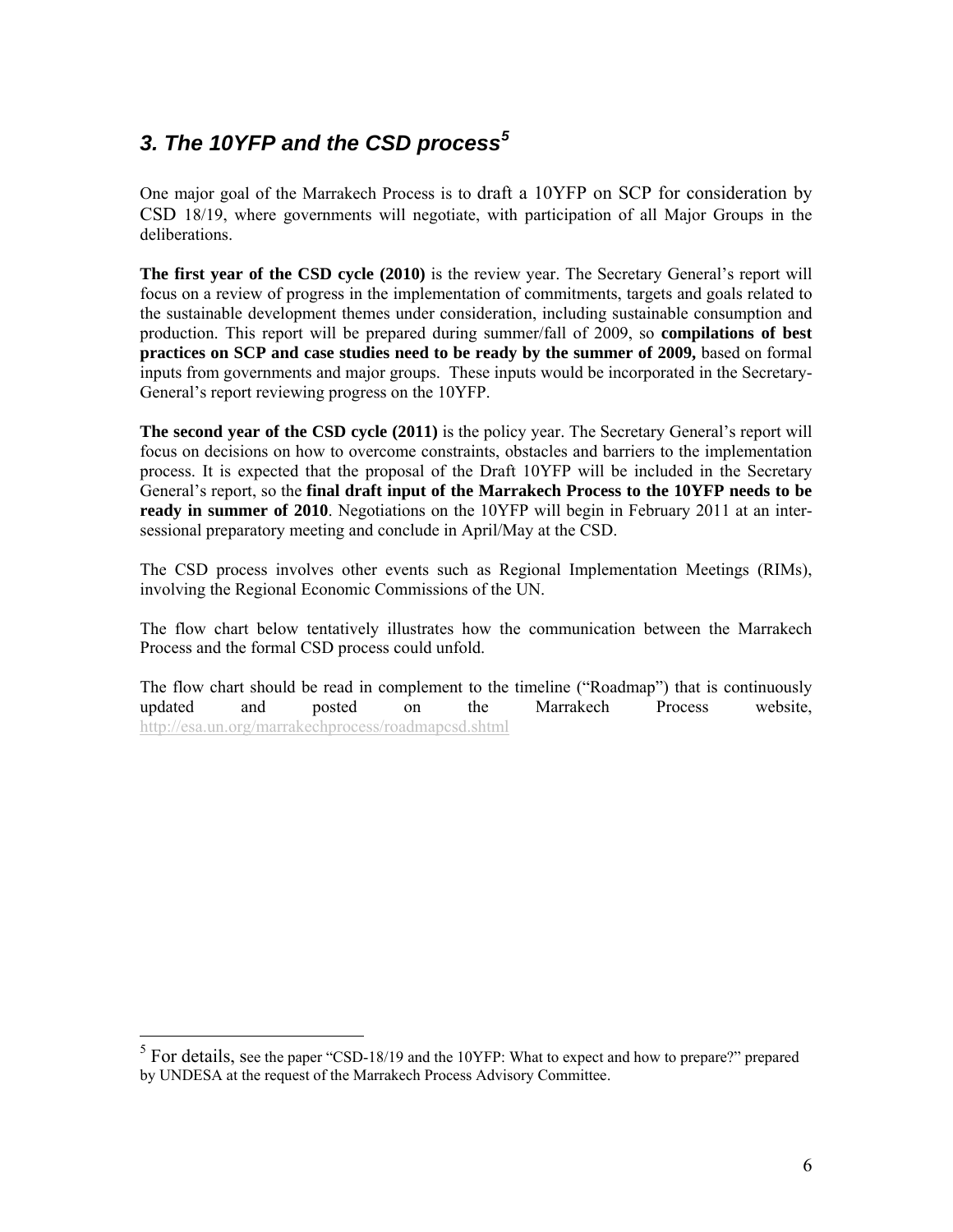## *3. The 10YFP and the CSD process*[5]

One major goal of the Marrakech Process is to draft a 10YFP on SCP for consideration by CSD 18/19, where governments will negotiate, with participation of all Major Groups in the deliberations.

**The first year of the CSD cycle (2010)** is the review year. The Secretary General's report will focus on a review of progress in the implementation of commitments, targets and goals related to the sustainable development themes under consideration, including sustainable consumption and production. This report will be prepared during summer/fall of 2009, so **compilations of best practices on SCP and case studies need to be ready by the summer of 2009,** based on formal inputs from governments and major groups. These inputs would be incorporated in the Secretary-General's report reviewing progress on the 10YFP.

**The second year of the CSD cycle (2011)** is the policy year. The Secretary General's report will focus on decisions on how to overcome constraints, obstacles and barriers to the implementation process. It is expected that the proposal of the Draft 10YFP will be included in the Secretary General's report, so the **final draft input of the Marrakech Process to the 10YFP needs to be ready in summer of 2010**. Negotiations on the 10YFP will begin in February 2011 at an inter-sessional preparatory meeting and conclude in April/May at the CSD.

The CSD process involves other events such as Regional Implementation Meetings (RIMs), involving the Regional Economic Commissions of the UN.

The flow chart below tentatively illustrates how the communication between the Marrakech Process and the formal CSD process could unfold.

The flow chart should be read in complement to the timeline ("Roadmap") that is continuously updated and posted on the Marrakech Process website, http://esa.un.org/marrakechprocess/roadmapcsd.shtml

---

[5] For details, see the paper "CSD-18/19 and the 10YFP: What to expect and how to prepare?" prepared by UNDESA at the request of the Marrakech Process Advisory Committee.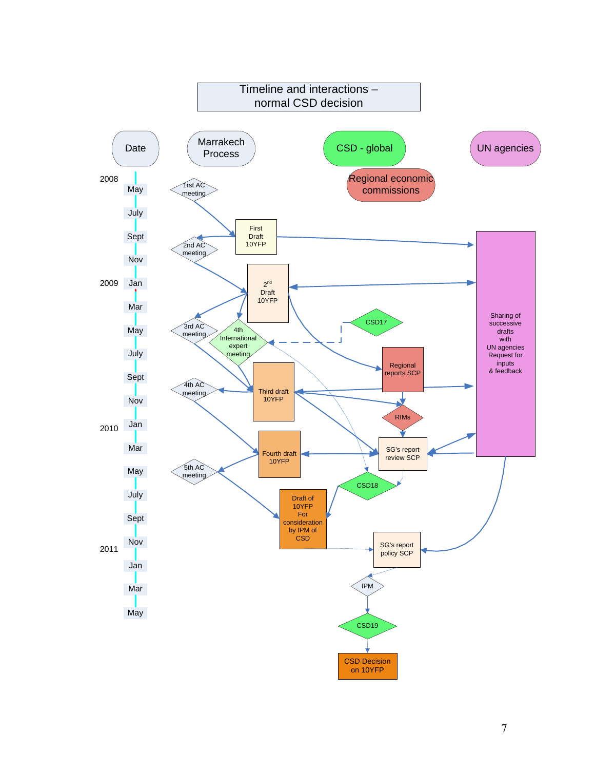# Timeline and interactions – normal CSD decision

Date | Marrakech Process | CSD - global | Regional economic commissions | UN agencies

**2008**
- May: 1rst AC meeting
- July: First Draft 10YFP
- Sept: 2nd AC meeting
- Nov

**2009**
- Jan: 2nd Draft 10YFP
- Mar
- May: 3rd AC meeting; 4th International expert meeting; CSD17
- July: Regional reports SCP
- Sept: Third draft 10YFP
- Nov: 4th AC meeting; RIMs

**2010**
- Jan: SG's report review SCP
- Mar: Fourth draft 10YFP
- May: 5th AC meeting; CSD18
- July
- Sept: Draft of 10YFP For consideration by IPM of CSD

**2011**
- Nov: SG's report policy SCP
- Jan
- Mar: IPM
- May: CSD19; CSD Decision on 10YFP

UN agencies: Sharing of successive drafts with UN agencies Request for inputs & feedback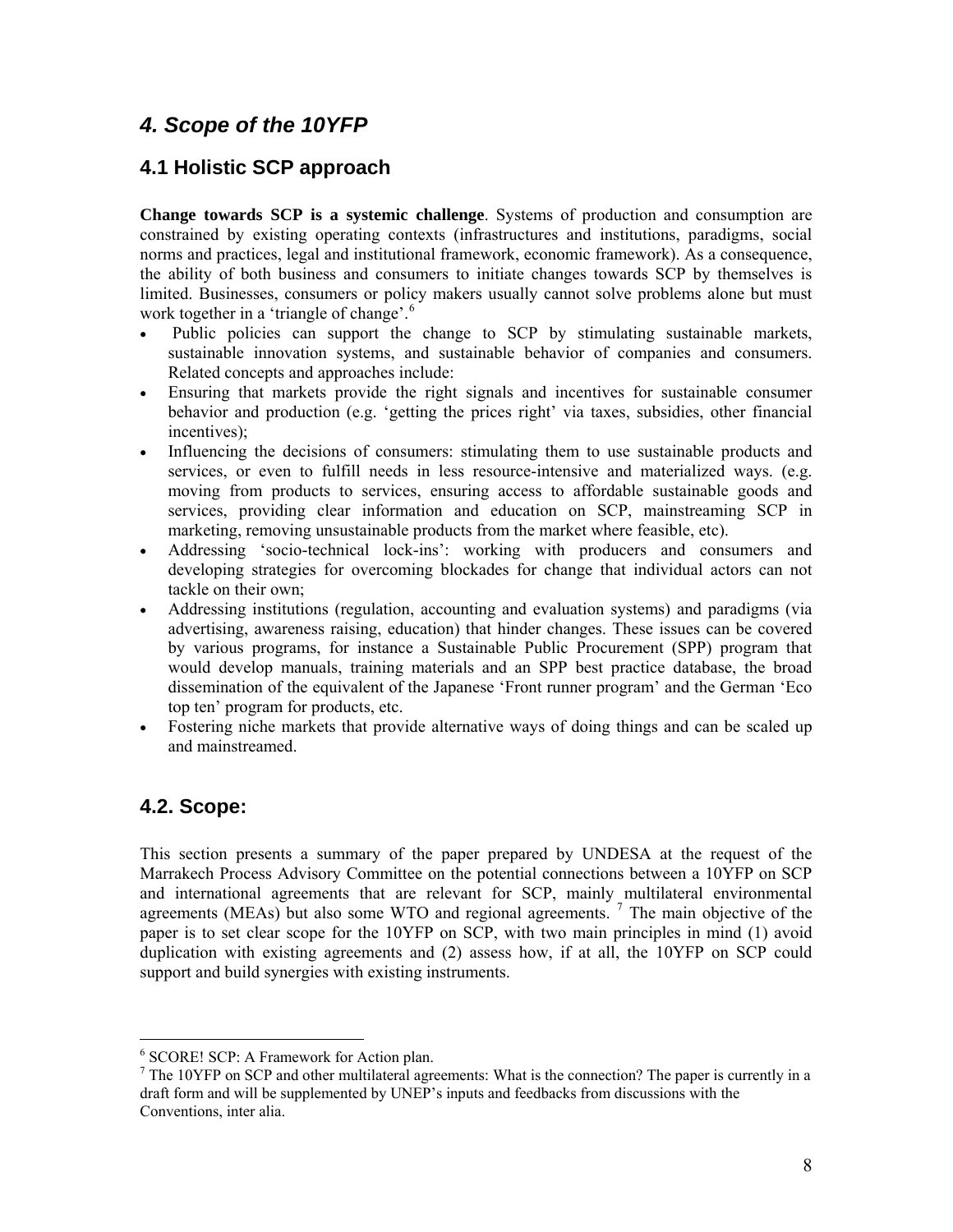## *4. Scope of the 10YFP*

### 4.1 Holistic SCP approach

**Change towards SCP is a systemic challenge**. Systems of production and consumption are constrained by existing operating contexts (infrastructures and institutions, paradigms, social norms and practices, legal and institutional framework, economic framework). As a consequence, the ability of both business and consumers to initiate changes towards SCP by themselves is limited. Businesses, consumers or policy makers usually cannot solve problems alone but must work together in a 'triangle of change'.[6]

- Public policies can support the change to SCP by stimulating sustainable markets, sustainable innovation systems, and sustainable behavior of companies and consumers. Related concepts and approaches include:
- Ensuring that markets provide the right signals and incentives for sustainable consumer behavior and production (e.g. 'getting the prices right' via taxes, subsidies, other financial incentives);
- Influencing the decisions of consumers: stimulating them to use sustainable products and services, or even to fulfill needs in less resource-intensive and materialized ways. (e.g. moving from products to services, ensuring access to affordable sustainable goods and services, providing clear information and education on SCP, mainstreaming SCP in marketing, removing unsustainable products from the market where feasible, etc).
- Addressing 'socio-technical lock-ins': working with producers and consumers and developing strategies for overcoming blockades for change that individual actors can not tackle on their own;
- Addressing institutions (regulation, accounting and evaluation systems) and paradigms (via advertising, awareness raising, education) that hinder changes. These issues can be covered by various programs, for instance a Sustainable Public Procurement (SPP) program that would develop manuals, training materials and an SPP best practice database, the broad dissemination of the equivalent of the Japanese 'Front runner program' and the German 'Eco top ten' program for products, etc.
- Fostering niche markets that provide alternative ways of doing things and can be scaled up and mainstreamed.

### 4.2. Scope:

This section presents a summary of the paper prepared by UNDESA at the request of the Marrakech Process Advisory Committee on the potential connections between a 10YFP on SCP and international agreements that are relevant for SCP, mainly multilateral environmental agreements (MEAs) but also some WTO and regional agreements. [7] The main objective of the paper is to set clear scope for the 10YFP on SCP, with two main principles in mind (1) avoid duplication with existing agreements and (2) assess how, if at all, the 10YFP on SCP could support and build synergies with existing instruments.

---

[6] SCORE! SCP: A Framework for Action plan.

[7] The 10YFP on SCP and other multilateral agreements: What is the connection? The paper is currently in a draft form and will be supplemented by UNEP's inputs and feedbacks from discussions with the Conventions, inter alia.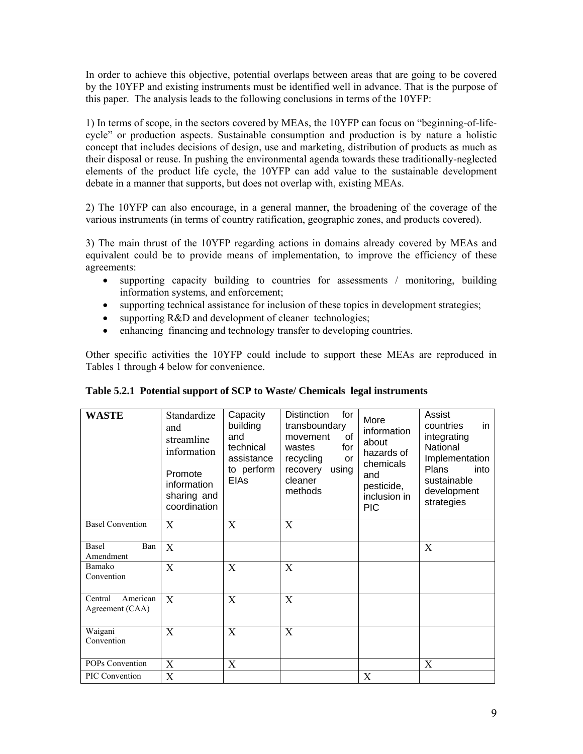In order to achieve this objective, potential overlaps between areas that are going to be covered by the 10YFP and existing instruments must be identified well in advance. That is the purpose of this paper. The analysis leads to the following conclusions in terms of the 10YFP:

1) In terms of scope, in the sectors covered by MEAs, the 10YFP can focus on "beginning-of-life-cycle" or production aspects. Sustainable consumption and production is by nature a holistic concept that includes decisions of design, use and marketing, distribution of products as much as their disposal or reuse. In pushing the environmental agenda towards these traditionally-neglected elements of the product life cycle, the 10YFP can add value to the sustainable development debate in a manner that supports, but does not overlap with, existing MEAs.

2) The 10YFP can also encourage, in a general manner, the broadening of the coverage of the various instruments (in terms of country ratification, geographic zones, and products covered).

3) The main thrust of the 10YFP regarding actions in domains already covered by MEAs and equivalent could be to provide means of implementation, to improve the efficiency of these agreements:

- supporting capacity building to countries for assessments / monitoring, building information systems, and enforcement;
- supporting technical assistance for inclusion of these topics in development strategies;
- supporting R&D and development of cleaner technologies;
- enhancing financing and technology transfer to developing countries.

Other specific activities the 10YFP could include to support these MEAs are reproduced in Tables 1 through 4 below for convenience.

**Table 5.2.1 Potential support of SCP to Waste/ Chemicals legal instruments**

| **WASTE** | Standardize and streamline information<br><br>Promote information sharing and coordination | Capacity building and technical assistance to perform EIAs | Distinction for transboundary movement of wastes for recycling or recovery using cleaner methods | More information about hazards of chemicals and pesticide, inclusion in PIC | Assist countries in integrating National Implementation Plans into sustainable development strategies |
|---|---|---|---|---|---|
| Basel Convention | X | X | X | | |
| Basel Ban Amendment | X | | | | X |
| Bamako Convention | X | X | X | | |
| Central American Agreement (CAA) | X | X | X | | |
| Waigani Convention | X | X | X | | |
| POPs Convention | X | X | | | X |
| PIC Convention | X | | | X | |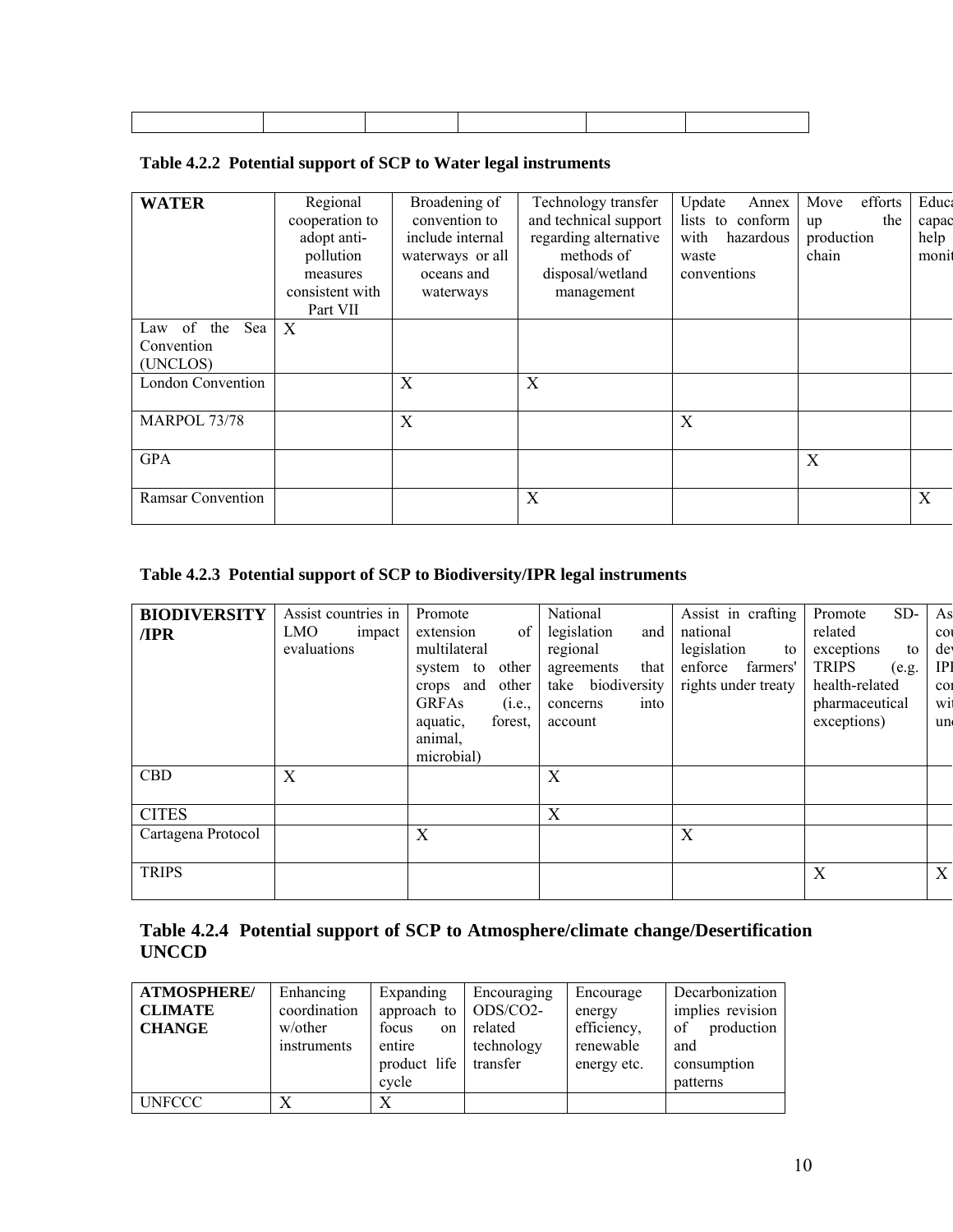| | | | | | |
|---|---|---|---|---|---|

**Table 4.2.2 Potential support of SCP to Water legal instruments**

| WATER | Regional cooperation to adopt anti-pollution measures consistent with Part VII | Broadening of convention to include internal waterways or all oceans and waterways | Technology transfer and technical support regarding alternative methods of disposal/wetland management | Update Annex lists to conform with hazardous waste conventions | Move efforts up the production chain | Educa capac help monit |
|---|---|---|---|---|---|---|
| Law of the Sea Convention (UNCLOS) | X | | | | | |
| London Convention | | X | X | | | |
| MARPOL 73/78 | | X | | X | | |
| GPA | | | | | X | |
| Ramsar Convention | | | X | | | X |

**Table 4.2.3 Potential support of SCP to Biodiversity/IPR legal instruments**

| BIODIVERSITY /IPR | Assist countries in LMO impact evaluations | Promote extension of multilateral system to other crops and other GRFAs (i.e., aquatic, forest, animal, microbial) | National legislation and regional agreements that take biodiversity concerns into account | Assist in crafting national legislation to enforce farmers' rights under treaty | Promote SD-related exceptions to TRIPS (e.g. health-related pharmaceutical exceptions) | As cou dev IPI cor wit un |
|---|---|---|---|---|---|---|
| CBD | X | | X | | | |
| CITES | | | X | | | |
| Cartagena Protocol | | X | | X | | |
| TRIPS | | | | | X | X |

## Table 4.2.4 Potential support of SCP to Atmosphere/climate change/Desertification UNCCD

| ATMOSPHERE/ CLIMATE CHANGE | Enhancing coordination w/other instruments | Expanding approach to focus on entire product life cycle | Encouraging ODS/CO2-related technology transfer | Encourage energy efficiency, renewable energy etc. | Decarbonization implies revision of production and consumption patterns |
|---|---|---|---|---|---|
| UNFCCC | X | X | | | |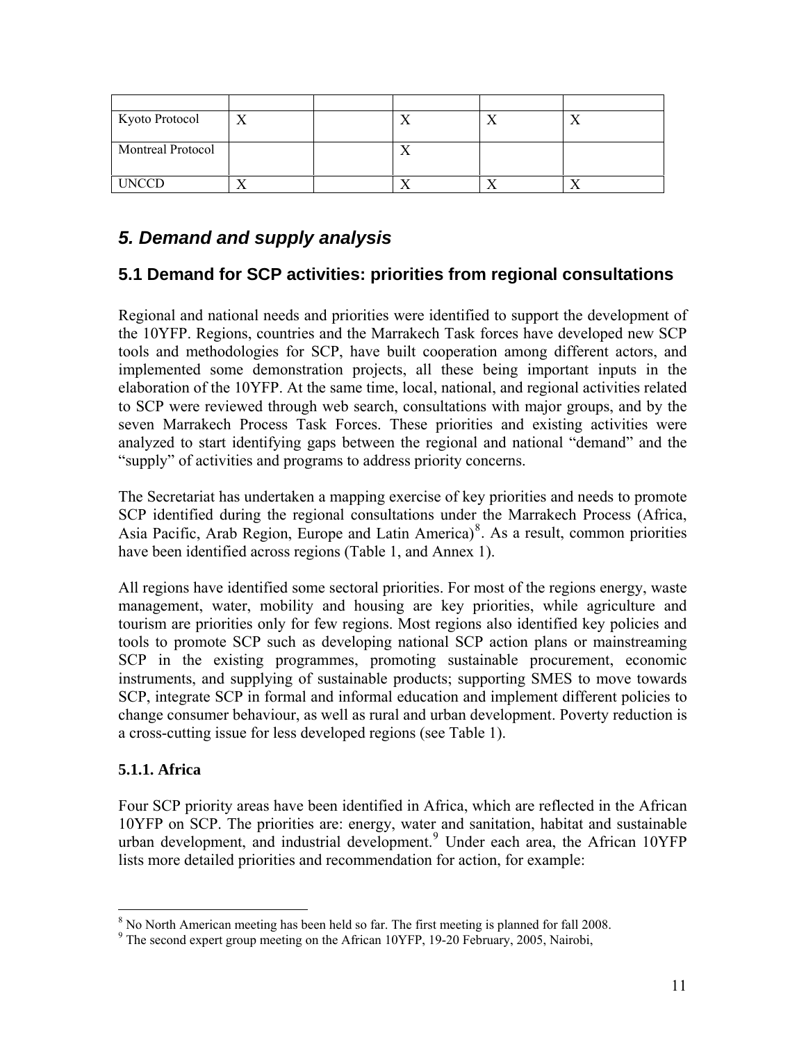| | | | | | |
|---|---|---|---|---|---|
| Kyoto Protocol | X | | X | X | X |
| Montreal Protocol | | | X | | |
| UNCCD | X | | X | X | X |

## 5. Demand and supply analysis

### 5.1 Demand for SCP activities: priorities from regional consultations

Regional and national needs and priorities were identified to support the development of the 10YFP. Regions, countries and the Marrakech Task forces have developed new SCP tools and methodologies for SCP, have built cooperation among different actors, and implemented some demonstration projects, all these being important inputs in the elaboration of the 10YFP. At the same time, local, national, and regional activities related to SCP were reviewed through web search, consultations with major groups, and by the seven Marrakech Process Task Forces. These priorities and existing activities were analyzed to start identifying gaps between the regional and national "demand" and the "supply" of activities and programs to address priority concerns.

The Secretariat has undertaken a mapping exercise of key priorities and needs to promote SCP identified during the regional consultations under the Marrakech Process (Africa, Asia Pacific, Arab Region, Europe and Latin America)[8]. As a result, common priorities have been identified across regions (Table 1, and Annex 1).

All regions have identified some sectoral priorities. For most of the regions energy, waste management, water, mobility and housing are key priorities, while agriculture and tourism are priorities only for few regions. Most regions also identified key policies and tools to promote SCP such as developing national SCP action plans or mainstreaming SCP in the existing programmes, promoting sustainable procurement, economic instruments, and supplying of sustainable products; supporting SMES to move towards SCP, integrate SCP in formal and informal education and implement different policies to change consumer behaviour, as well as rural and urban development. Poverty reduction is a cross-cutting issue for less developed regions (see Table 1).

#### 5.1.1. Africa

Four SCP priority areas have been identified in Africa, which are reflected in the African 10YFP on SCP. The priorities are: energy, water and sanitation, habitat and sustainable urban development, and industrial development.[9] Under each area, the African 10YFP lists more detailed priorities and recommendation for action, for example:

---

[8] No North American meeting has been held so far. The first meeting is planned for fall 2008.

[9] The second expert group meeting on the African 10YFP, 19-20 February, 2005, Nairobi,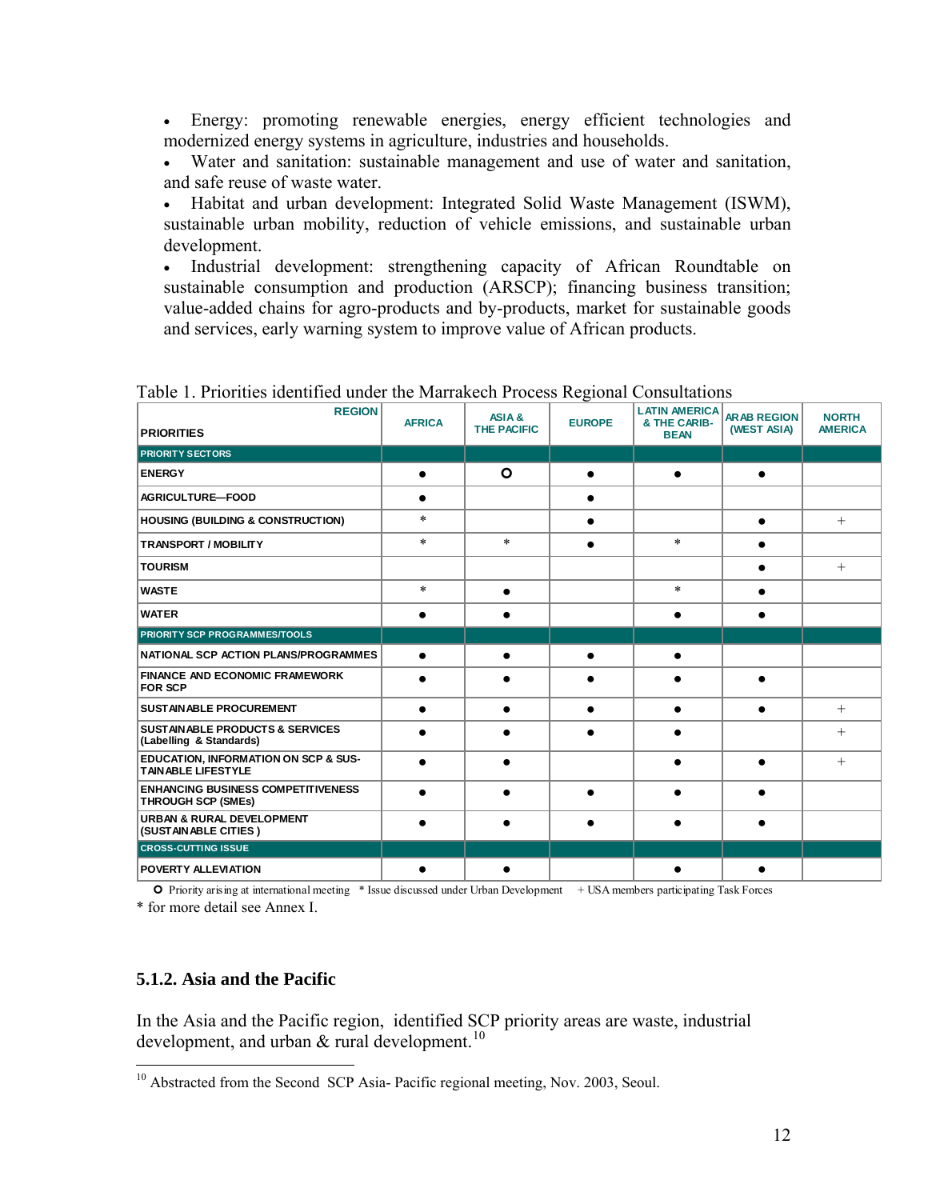- Energy: promoting renewable energies, energy efficient technologies and modernized energy systems in agriculture, industries and households.
- Water and sanitation: sustainable management and use of water and sanitation, and safe reuse of waste water.
- Habitat and urban development: Integrated Solid Waste Management (ISWM), sustainable urban mobility, reduction of vehicle emissions, and sustainable urban development.
- Industrial development: strengthening capacity of African Roundtable on sustainable consumption and production (ARSCP); financing business transition; value-added chains for agro-products and by-products, market for sustainable goods and services, early warning system to improve value of African products.

Table 1. Priorities identified under the Marrakech Process Regional Consultations

| REGION / PRIORITIES | AFRICA | ASIA & THE PACIFIC | EUROPE | LATIN AMERICA & THE CARIB-BEAN | ARAB REGION (WEST ASIA) | NORTH AMERICA |
|---|---|---|---|---|---|---|
| **PRIORITY SECTORS** | | | | | | |
| ENERGY | ● | O | ● | ● | ● | |
| AGRICULTURE—FOOD | ● | | ● | | | |
| HOUSING (BUILDING & CONSTRUCTION) | * | | ● | | ● | + |
| TRANSPORT / MOBILITY | * | * | ● | * | ● | |
| TOURISM | | | | | ● | + |
| WASTE | * | ● | | * | ● | |
| WATER | ● | ● | | ● | ● | |
| **PRIORITY SCP PROGRAMMES/TOOLS** | | | | | | |
| NATIONAL SCP ACTION PLANS/PROGRAMMES | ● | ● | ● | ● | | |
| FINANCE AND ECONOMIC FRAMEWORK FOR SCP | ● | ● | ● | ● | ● | |
| SUSTAINABLE PROCUREMENT | ● | ● | ● | ● | ● | + |
| SUSTAINABLE PRODUCTS & SERVICES (Labelling & Standards) | ● | ● | ● | ● | | + |
| EDUCATION, INFORMATION ON SCP & SUSTAINABLE LIFESTYLE | ● | ● | | ● | ● | + |
| ENHANCING BUSINESS COMPETITIVENESS THROUGH SCP (SMEs) | ● | ● | ● | ● | ● | |
| URBAN & RURAL DEVELOPMENT (SUSTAINABLE CITIES ) | ● | ● | ● | ● | ● | |
| **CROSS-CUTTING ISSUE** | | | | | | |
| POVERTY ALLEVIATION | ● | ● | | ● | ● | |

O Priority arising at international meeting * Issue discussed under Urban Development + USA members participating Task Forces

* for more detail see Annex I.

### 5.1.2. Asia and the Pacific

In the Asia and the Pacific region, identified SCP priority areas are waste, industrial development, and urban & rural development.[10]

[10] Abstracted from the Second SCP Asia- Pacific regional meeting, Nov. 2003, Seoul.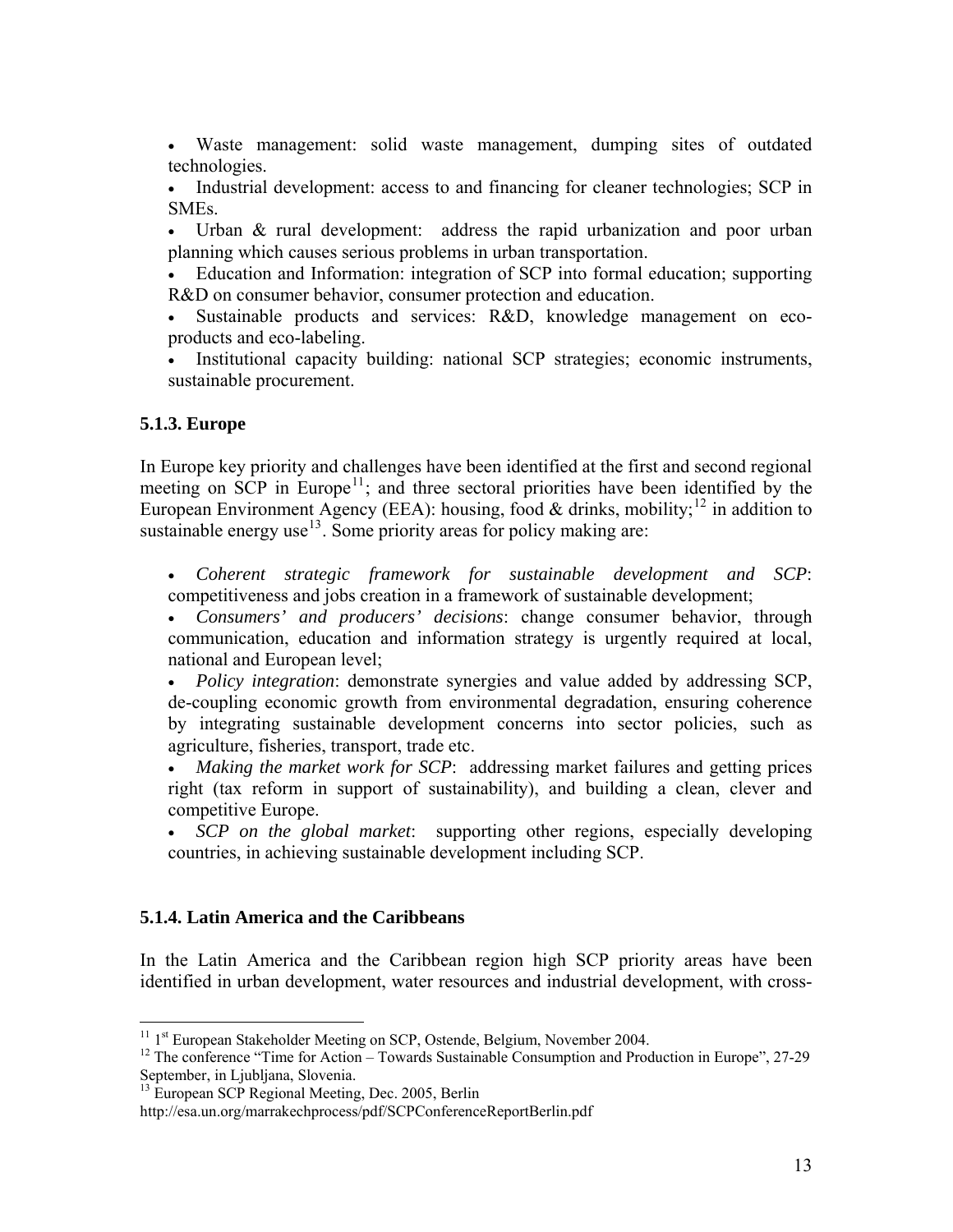- Waste management: solid waste management, dumping sites of outdated technologies.
- Industrial development: access to and financing for cleaner technologies; SCP in SMEs.
- Urban & rural development: address the rapid urbanization and poor urban planning which causes serious problems in urban transportation.
- Education and Information: integration of SCP into formal education; supporting R&D on consumer behavior, consumer protection and education.
- Sustainable products and services: R&D, knowledge management on eco-products and eco-labeling.
- Institutional capacity building: national SCP strategies; economic instruments, sustainable procurement.

### 5.1.3. Europe

In Europe key priority and challenges have been identified at the first and second regional meeting on SCP in Europe[11]; and three sectoral priorities have been identified by the European Environment Agency (EEA): housing, food & drinks, mobility;[12] in addition to sustainable energy use[13]. Some priority areas for policy making are:

- *Coherent strategic framework for sustainable development and SCP*: competitiveness and jobs creation in a framework of sustainable development;
- *Consumers' and producers' decisions*: change consumer behavior, through communication, education and information strategy is urgently required at local, national and European level;
- *Policy integration*: demonstrate synergies and value added by addressing SCP, de-coupling economic growth from environmental degradation, ensuring coherence by integrating sustainable development concerns into sector policies, such as agriculture, fisheries, transport, trade etc.
- *Making the market work for SCP*: addressing market failures and getting prices right (tax reform in support of sustainability), and building a clean, clever and competitive Europe.
- *SCP on the global market*: supporting other regions, especially developing countries, in achieving sustainable development including SCP.

### 5.1.4. Latin America and the Caribbeans

In the Latin America and the Caribbean region high SCP priority areas have been identified in urban development, water resources and industrial development, with cross-

---

[11] 1st European Stakeholder Meeting on SCP, Ostende, Belgium, November 2004.

[12] The conference "Time for Action – Towards Sustainable Consumption and Production in Europe", 27-29 September, in Ljubljana, Slovenia.

[13] European SCP Regional Meeting, Dec. 2005, Berlin http://esa.un.org/marrakechprocess/pdf/SCPConferenceReportBerlin.pdf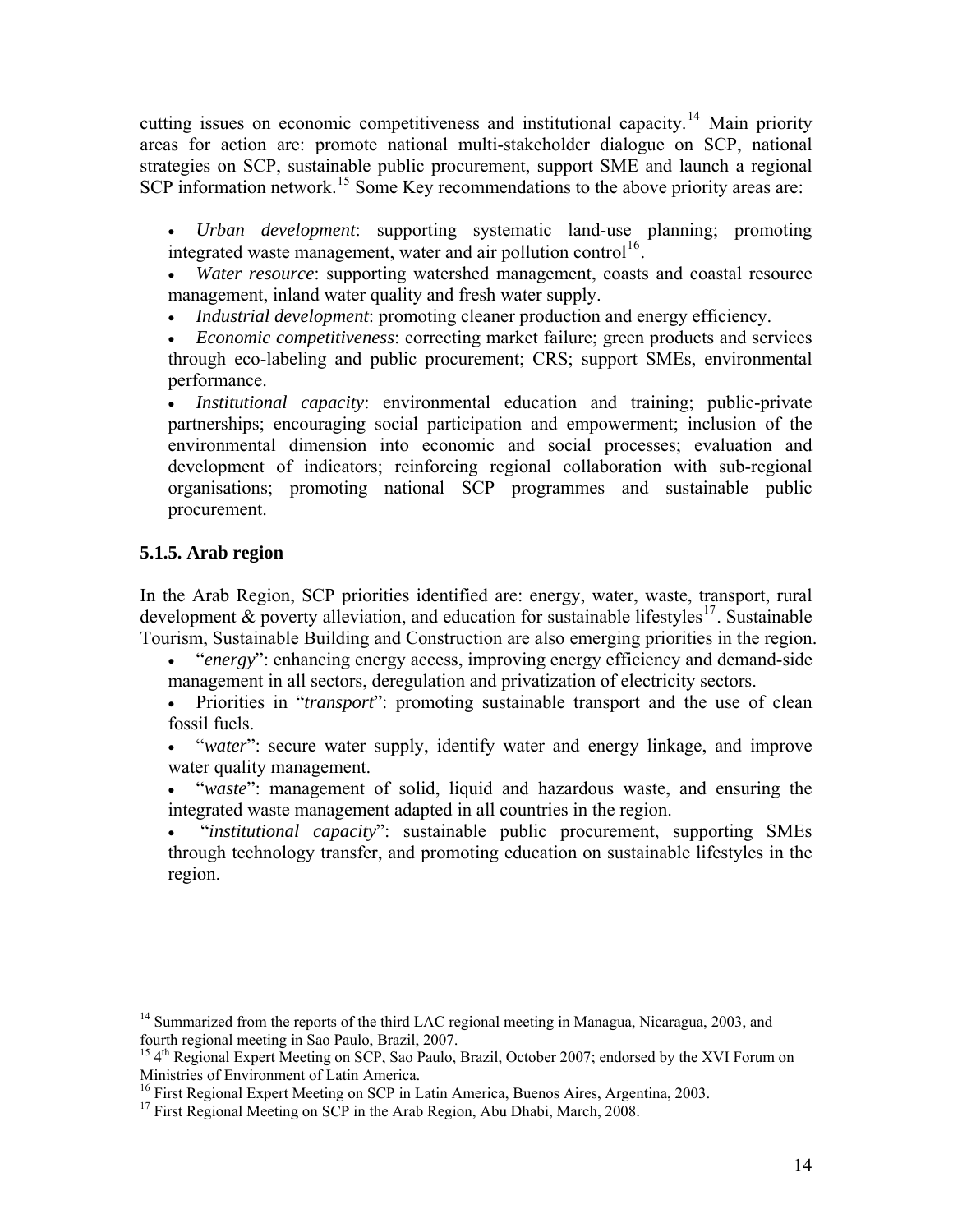cutting issues on economic competitiveness and institutional capacity.[14] Main priority areas for action are: promote national multi-stakeholder dialogue on SCP, national strategies on SCP, sustainable public procurement, support SME and launch a regional SCP information network.[15] Some Key recommendations to the above priority areas are:

- *Urban development*: supporting systematic land-use planning; promoting integrated waste management, water and air pollution control[16].
- *Water resource*: supporting watershed management, coasts and coastal resource management, inland water quality and fresh water supply.
- *Industrial development*: promoting cleaner production and energy efficiency.
- *Economic competitiveness*: correcting market failure; green products and services through eco-labeling and public procurement; CRS; support SMEs, environmental performance.
- *Institutional capacity*: environmental education and training; public-private partnerships; encouraging social participation and empowerment; inclusion of the environmental dimension into economic and social processes; evaluation and development of indicators; reinforcing regional collaboration with sub-regional organisations; promoting national SCP programmes and sustainable public procurement.

### 5.1.5. Arab region

In the Arab Region, SCP priorities identified are: energy, water, waste, transport, rural development & poverty alleviation, and education for sustainable lifestyles[17]. Sustainable Tourism, Sustainable Building and Construction are also emerging priorities in the region.

- "*energy*": enhancing energy access, improving energy efficiency and demand-side management in all sectors, deregulation and privatization of electricity sectors.
- Priorities in "*transport*": promoting sustainable transport and the use of clean fossil fuels.
- "*water*": secure water supply, identify water and energy linkage, and improve water quality management.
- "*waste*": management of solid, liquid and hazardous waste, and ensuring the integrated waste management adapted in all countries in the region.
- "*institutional capacity*": sustainable public procurement, supporting SMEs through technology transfer, and promoting education on sustainable lifestyles in the region.

---

[14] Summarized from the reports of the third LAC regional meeting in Managua, Nicaragua, 2003, and fourth regional meeting in Sao Paulo, Brazil, 2007.

[15] 4th Regional Expert Meeting on SCP, Sao Paulo, Brazil, October 2007; endorsed by the XVI Forum on Ministries of Environment of Latin America.

[16] First Regional Expert Meeting on SCP in Latin America, Buenos Aires, Argentina, 2003.

[17] First Regional Meeting on SCP in the Arab Region, Abu Dhabi, March, 2008.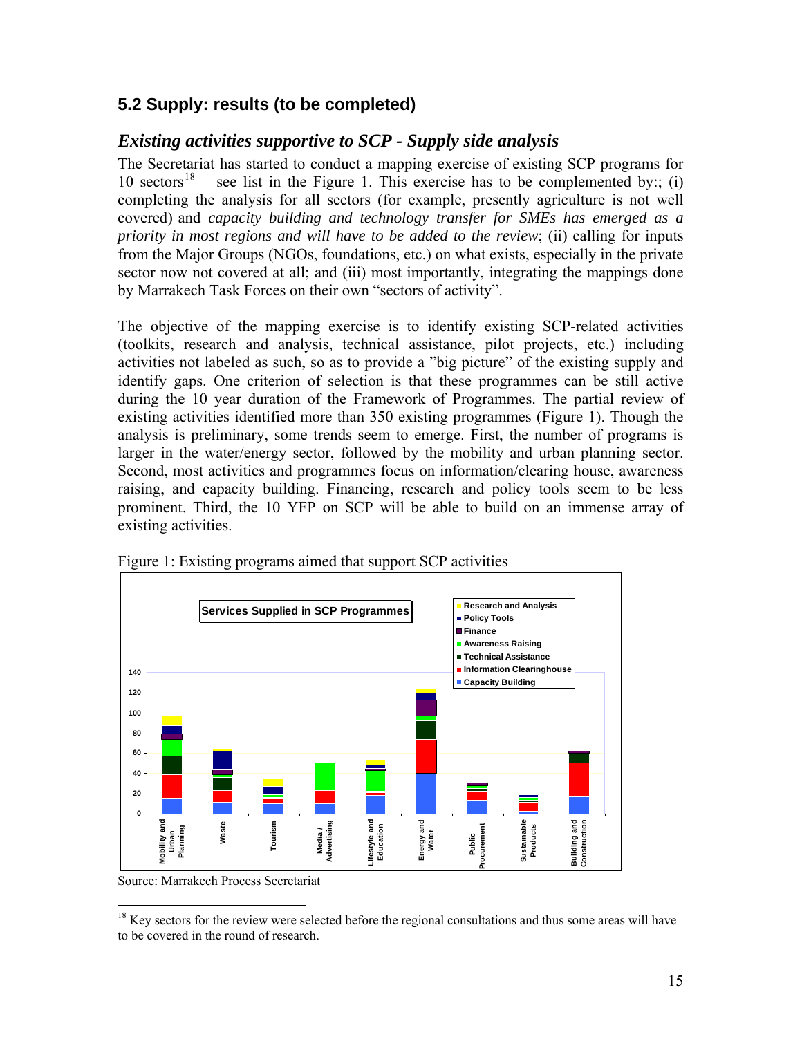## 5.2 Supply: results (to be completed)

### *Existing activities supportive to SCP - Supply side analysis*

The Secretariat has started to conduct a mapping exercise of existing SCP programs for 10 sectors[18] – see list in the Figure 1. This exercise has to be complemented by:; (i) completing the analysis for all sectors (for example, presently agriculture is not well covered) and *capacity building and technology transfer for SMEs has emerged as a priority in most regions and will have to be added to the review*; (ii) calling for inputs from the Major Groups (NGOs, foundations, etc.) on what exists, especially in the private sector now not covered at all; and (iii) most importantly, integrating the mappings done by Marrakech Task Forces on their own "sectors of activity".

The objective of the mapping exercise is to identify existing SCP-related activities (toolkits, research and analysis, technical assistance, pilot projects, etc.) including activities not labeled as such, so as to provide a "big picture" of the existing supply and identify gaps. One criterion of selection is that these programmes can be still active during the 10 year duration of the Framework of Programmes. The partial review of existing activities identified more than 350 existing programmes (Figure 1). Though the analysis is preliminary, some trends seem to emerge. First, the number of programs is larger in the water/energy sector, followed by the mobility and urban planning sector. Second, most activities and programmes focus on information/clearing house, awareness raising, and capacity building. Financing, research and policy tools seem to be less prominent. Third, the 10 YFP on SCP will be able to build on an immense array of existing activities.

Figure 1: Existing programs aimed that support SCP activities

Source: Marrakech Process Secretariat

---

[18] Key sectors for the review were selected before the regional consultations and thus some areas will have to be covered in the round of research.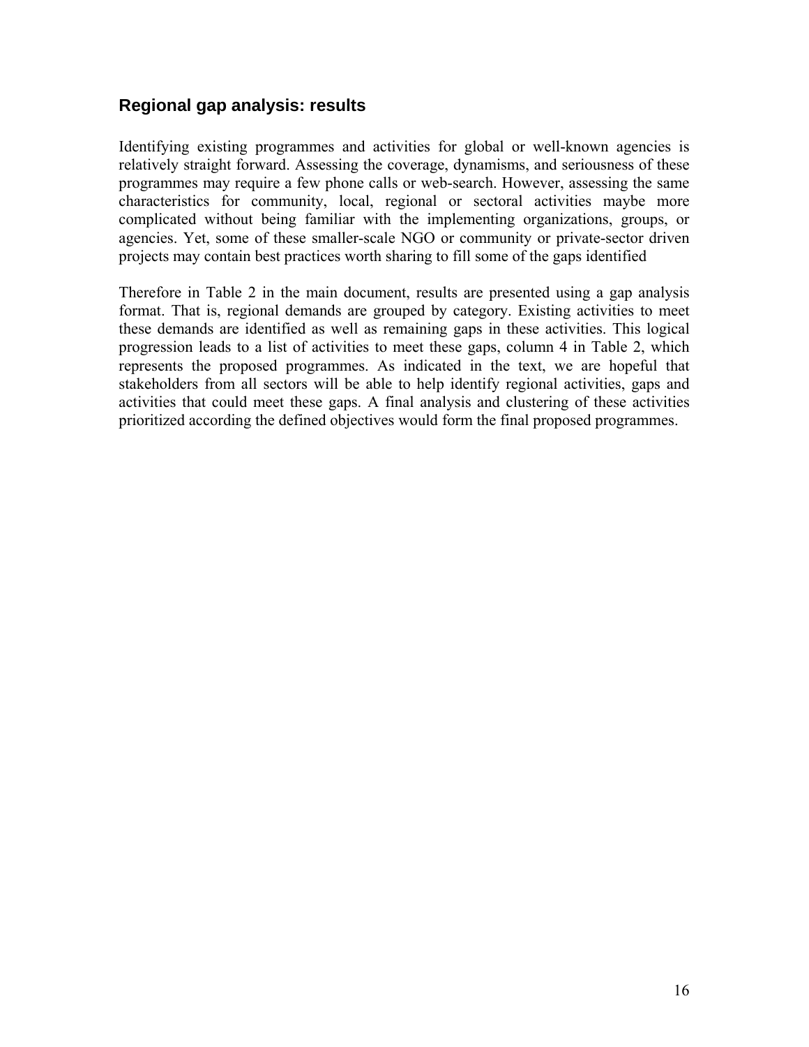## Regional gap analysis: results

Identifying existing programmes and activities for global or well-known agencies is relatively straight forward. Assessing the coverage, dynamisms, and seriousness of these programmes may require a few phone calls or web-search. However, assessing the same characteristics for community, local, regional or sectoral activities maybe more complicated without being familiar with the implementing organizations, groups, or agencies. Yet, some of these smaller-scale NGO or community or private-sector driven projects may contain best practices worth sharing to fill some of the gaps identified

Therefore in Table 2 in the main document, results are presented using a gap analysis format. That is, regional demands are grouped by category. Existing activities to meet these demands are identified as well as remaining gaps in these activities. This logical progression leads to a list of activities to meet these gaps, column 4 in Table 2, which represents the proposed programmes. As indicated in the text, we are hopeful that stakeholders from all sectors will be able to help identify regional activities, gaps and activities that could meet these gaps. A final analysis and clustering of these activities prioritized according the defined objectives would form the final proposed programmes.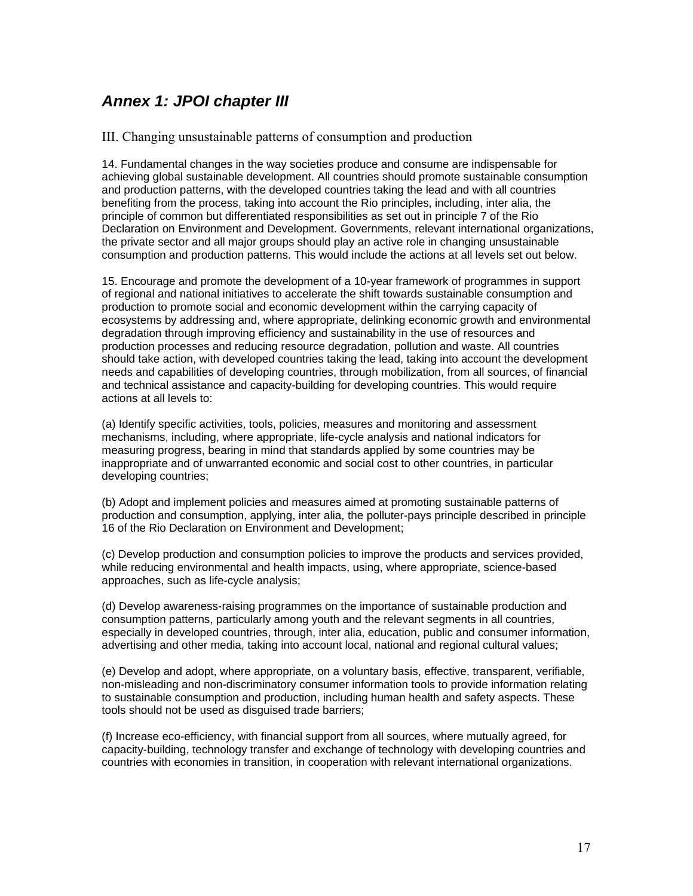## *Annex 1: JPOI chapter III*

### III. Changing unsustainable patterns of consumption and production

14. Fundamental changes in the way societies produce and consume are indispensable for achieving global sustainable development. All countries should promote sustainable consumption and production patterns, with the developed countries taking the lead and with all countries benefiting from the process, taking into account the Rio principles, including, inter alia, the principle of common but differentiated responsibilities as set out in principle 7 of the Rio Declaration on Environment and Development. Governments, relevant international organizations, the private sector and all major groups should play an active role in changing unsustainable consumption and production patterns. This would include the actions at all levels set out below.

15. Encourage and promote the development of a 10-year framework of programmes in support of regional and national initiatives to accelerate the shift towards sustainable consumption and production to promote social and economic development within the carrying capacity of ecosystems by addressing and, where appropriate, delinking economic growth and environmental degradation through improving efficiency and sustainability in the use of resources and production processes and reducing resource degradation, pollution and waste. All countries should take action, with developed countries taking the lead, taking into account the development needs and capabilities of developing countries, through mobilization, from all sources, of financial and technical assistance and capacity-building for developing countries. This would require actions at all levels to:

(a) Identify specific activities, tools, policies, measures and monitoring and assessment mechanisms, including, where appropriate, life-cycle analysis and national indicators for measuring progress, bearing in mind that standards applied by some countries may be inappropriate and of unwarranted economic and social cost to other countries, in particular developing countries;

(b) Adopt and implement policies and measures aimed at promoting sustainable patterns of production and consumption, applying, inter alia, the polluter-pays principle described in principle 16 of the Rio Declaration on Environment and Development;

(c) Develop production and consumption policies to improve the products and services provided, while reducing environmental and health impacts, using, where appropriate, science-based approaches, such as life-cycle analysis;

(d) Develop awareness-raising programmes on the importance of sustainable production and consumption patterns, particularly among youth and the relevant segments in all countries, especially in developed countries, through, inter alia, education, public and consumer information, advertising and other media, taking into account local, national and regional cultural values;

(e) Develop and adopt, where appropriate, on a voluntary basis, effective, transparent, verifiable, non-misleading and non-discriminatory consumer information tools to provide information relating to sustainable consumption and production, including human health and safety aspects. These tools should not be used as disguised trade barriers;

(f) Increase eco-efficiency, with financial support from all sources, where mutually agreed, for capacity-building, technology transfer and exchange of technology with developing countries and countries with economies in transition, in cooperation with relevant international organizations.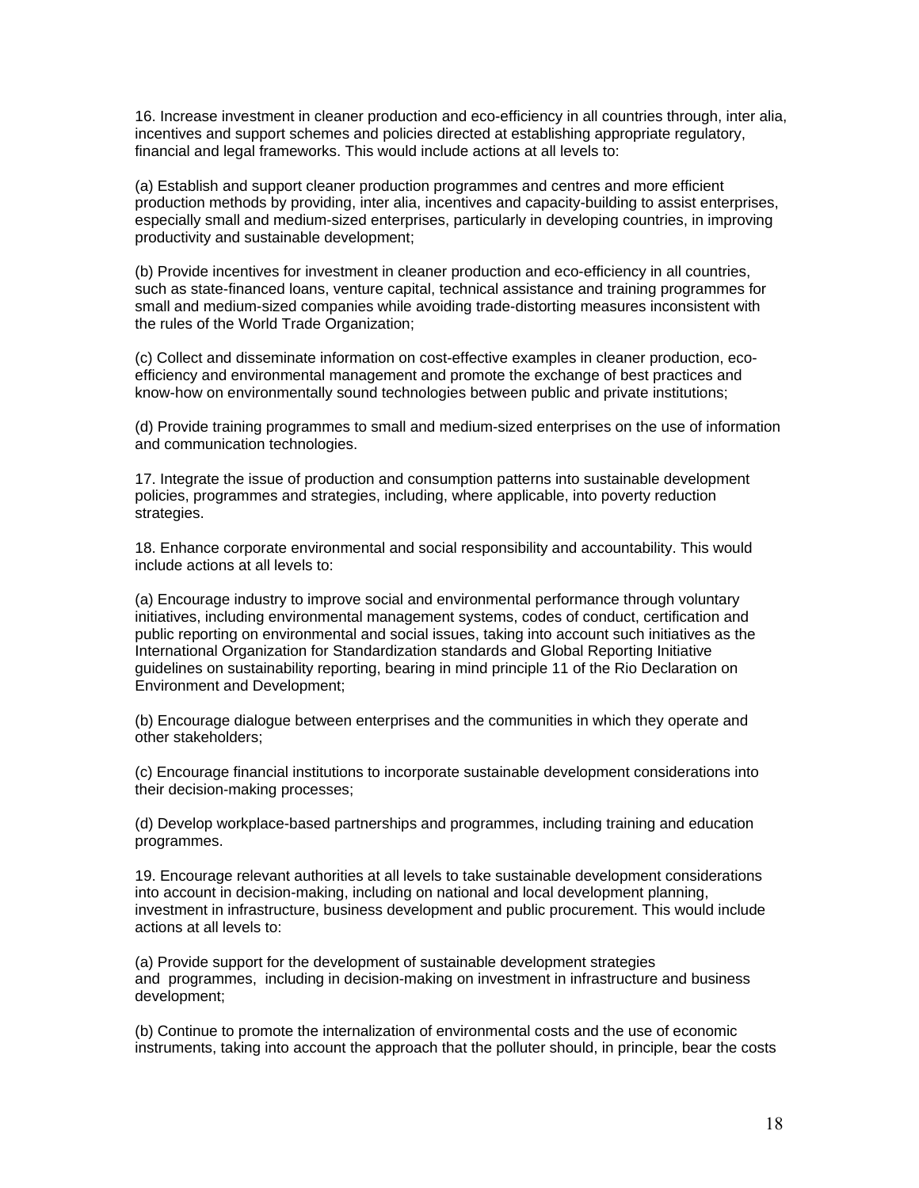16. Increase investment in cleaner production and eco-efficiency in all countries through, inter alia, incentives and support schemes and policies directed at establishing appropriate regulatory, financial and legal frameworks. This would include actions at all levels to:

(a) Establish and support cleaner production programmes and centres and more efficient production methods by providing, inter alia, incentives and capacity-building to assist enterprises, especially small and medium-sized enterprises, particularly in developing countries, in improving productivity and sustainable development;

(b) Provide incentives for investment in cleaner production and eco-efficiency in all countries, such as state-financed loans, venture capital, technical assistance and training programmes for small and medium-sized companies while avoiding trade-distorting measures inconsistent with the rules of the World Trade Organization;

(c) Collect and disseminate information on cost-effective examples in cleaner production, eco-efficiency and environmental management and promote the exchange of best practices and know-how on environmentally sound technologies between public and private institutions;

(d) Provide training programmes to small and medium-sized enterprises on the use of information and communication technologies.

17. Integrate the issue of production and consumption patterns into sustainable development policies, programmes and strategies, including, where applicable, into poverty reduction strategies.

18. Enhance corporate environmental and social responsibility and accountability. This would include actions at all levels to:

(a) Encourage industry to improve social and environmental performance through voluntary initiatives, including environmental management systems, codes of conduct, certification and public reporting on environmental and social issues, taking into account such initiatives as the International Organization for Standardization standards and Global Reporting Initiative guidelines on sustainability reporting, bearing in mind principle 11 of the Rio Declaration on Environment and Development;

(b) Encourage dialogue between enterprises and the communities in which they operate and other stakeholders;

(c) Encourage financial institutions to incorporate sustainable development considerations into their decision-making processes;

(d) Develop workplace-based partnerships and programmes, including training and education programmes.

19. Encourage relevant authorities at all levels to take sustainable development considerations into account in decision-making, including on national and local development planning, investment in infrastructure, business development and public procurement. This would include actions at all levels to:

(a) Provide support for the development of sustainable development strategies and programmes, including in decision-making on investment in infrastructure and business development;

(b) Continue to promote the internalization of environmental costs and the use of economic instruments, taking into account the approach that the polluter should, in principle, bear the costs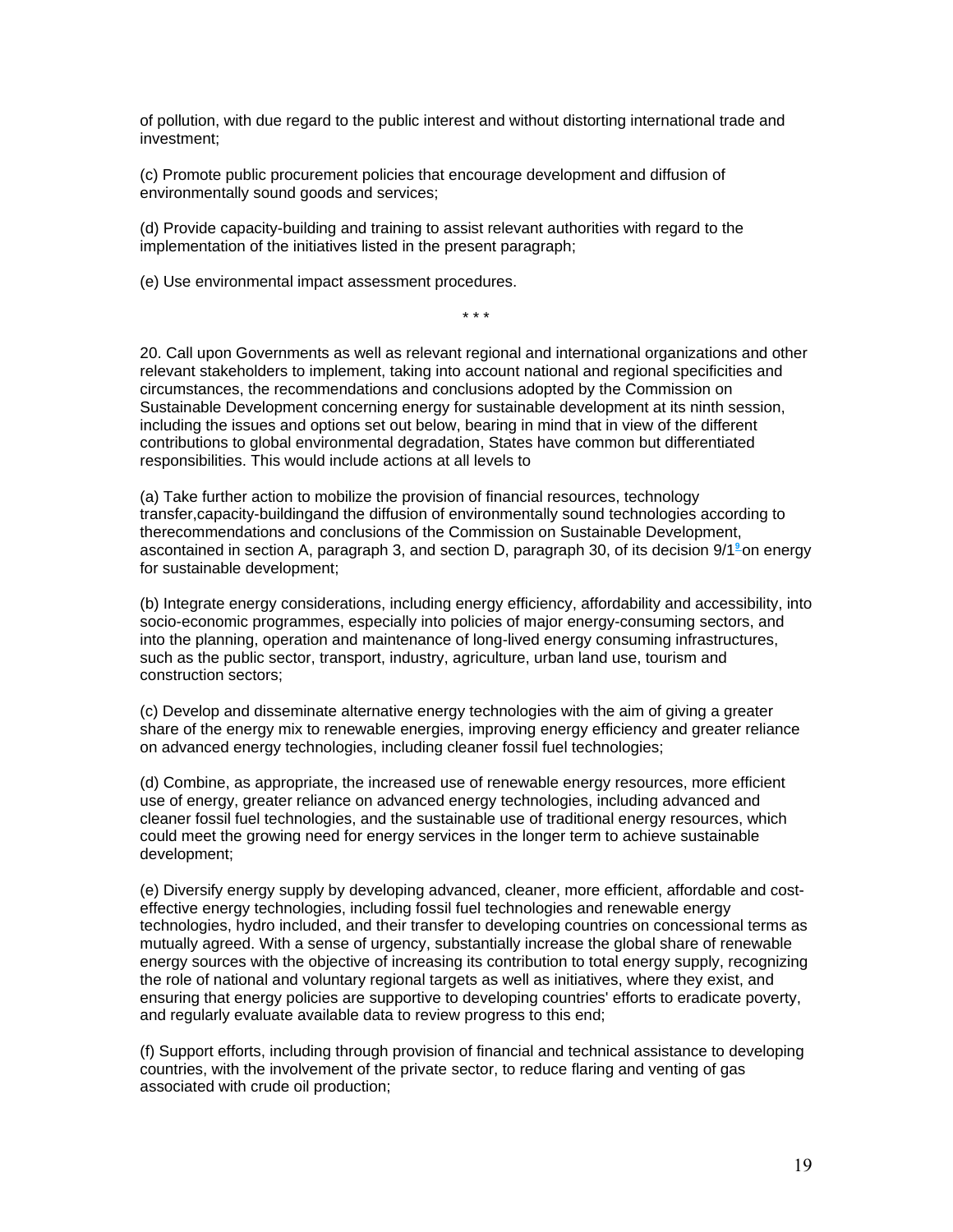of pollution, with due regard to the public interest and without distorting international trade and investment;

(c) Promote public procurement policies that encourage development and diffusion of environmentally sound goods and services;

(d) Provide capacity-building and training to assist relevant authorities with regard to the implementation of the initiatives listed in the present paragraph;

(e) Use environmental impact assessment procedures.

\* \* \*

20. Call upon Governments as well as relevant regional and international organizations and other relevant stakeholders to implement, taking into account national and regional specificities and circumstances, the recommendations and conclusions adopted by the Commission on Sustainable Development concerning energy for sustainable development at its ninth session, including the issues and options set out below, bearing in mind that in view of the different contributions to global environmental degradation, States have common but differentiated responsibilities. This would include actions at all levels to

(a) Take further action to mobilize the provision of financial resources, technology transfer,capacity-buildingand the diffusion of environmentally sound technologies according to therecommendations and conclusions of the Commission on Sustainable Development, ascontained in section A, paragraph 3, and section D, paragraph 30, of its decision 9/1[9] on energy for sustainable development;

(b) Integrate energy considerations, including energy efficiency, affordability and accessibility, into socio-economic programmes, especially into policies of major energy-consuming sectors, and into the planning, operation and maintenance of long-lived energy consuming infrastructures, such as the public sector, transport, industry, agriculture, urban land use, tourism and construction sectors;

(c) Develop and disseminate alternative energy technologies with the aim of giving a greater share of the energy mix to renewable energies, improving energy efficiency and greater reliance on advanced energy technologies, including cleaner fossil fuel technologies;

(d) Combine, as appropriate, the increased use of renewable energy resources, more efficient use of energy, greater reliance on advanced energy technologies, including advanced and cleaner fossil fuel technologies, and the sustainable use of traditional energy resources, which could meet the growing need for energy services in the longer term to achieve sustainable development;

(e) Diversify energy supply by developing advanced, cleaner, more efficient, affordable and cost-effective energy technologies, including fossil fuel technologies and renewable energy technologies, hydro included, and their transfer to developing countries on concessional terms as mutually agreed. With a sense of urgency, substantially increase the global share of renewable energy sources with the objective of increasing its contribution to total energy supply, recognizing the role of national and voluntary regional targets as well as initiatives, where they exist, and ensuring that energy policies are supportive to developing countries' efforts to eradicate poverty, and regularly evaluate available data to review progress to this end;

(f) Support efforts, including through provision of financial and technical assistance to developing countries, with the involvement of the private sector, to reduce flaring and venting of gas associated with crude oil production;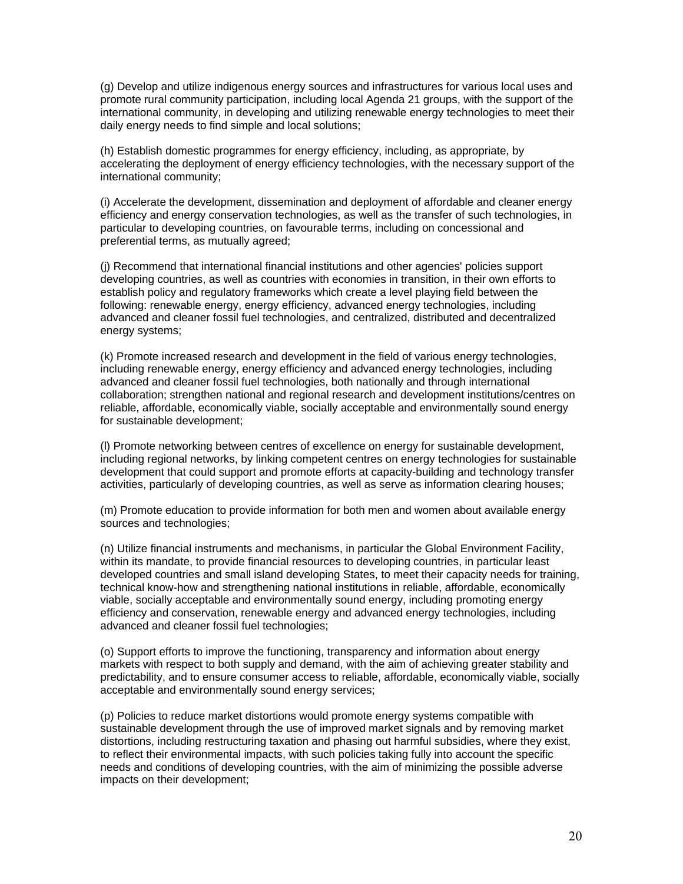(g) Develop and utilize indigenous energy sources and infrastructures for various local uses and promote rural community participation, including local Agenda 21 groups, with the support of the international community, in developing and utilizing renewable energy technologies to meet their daily energy needs to find simple and local solutions;

(h) Establish domestic programmes for energy efficiency, including, as appropriate, by accelerating the deployment of energy efficiency technologies, with the necessary support of the international community;

(i) Accelerate the development, dissemination and deployment of affordable and cleaner energy efficiency and energy conservation technologies, as well as the transfer of such technologies, in particular to developing countries, on favourable terms, including on concessional and preferential terms, as mutually agreed;

(j) Recommend that international financial institutions and other agencies' policies support developing countries, as well as countries with economies in transition, in their own efforts to establish policy and regulatory frameworks which create a level playing field between the following: renewable energy, energy efficiency, advanced energy technologies, including advanced and cleaner fossil fuel technologies, and centralized, distributed and decentralized energy systems;

(k) Promote increased research and development in the field of various energy technologies, including renewable energy, energy efficiency and advanced energy technologies, including advanced and cleaner fossil fuel technologies, both nationally and through international collaboration; strengthen national and regional research and development institutions/centres on reliable, affordable, economically viable, socially acceptable and environmentally sound energy for sustainable development;

(l) Promote networking between centres of excellence on energy for sustainable development, including regional networks, by linking competent centres on energy technologies for sustainable development that could support and promote efforts at capacity-building and technology transfer activities, particularly of developing countries, as well as serve as information clearing houses;

(m) Promote education to provide information for both men and women about available energy sources and technologies;

(n) Utilize financial instruments and mechanisms, in particular the Global Environment Facility, within its mandate, to provide financial resources to developing countries, in particular least developed countries and small island developing States, to meet their capacity needs for training, technical know-how and strengthening national institutions in reliable, affordable, economically viable, socially acceptable and environmentally sound energy, including promoting energy efficiency and conservation, renewable energy and advanced energy technologies, including advanced and cleaner fossil fuel technologies;

(o) Support efforts to improve the functioning, transparency and information about energy markets with respect to both supply and demand, with the aim of achieving greater stability and predictability, and to ensure consumer access to reliable, affordable, economically viable, socially acceptable and environmentally sound energy services;

(p) Policies to reduce market distortions would promote energy systems compatible with sustainable development through the use of improved market signals and by removing market distortions, including restructuring taxation and phasing out harmful subsidies, where they exist, to reflect their environmental impacts, with such policies taking fully into account the specific needs and conditions of developing countries, with the aim of minimizing the possible adverse impacts on their development;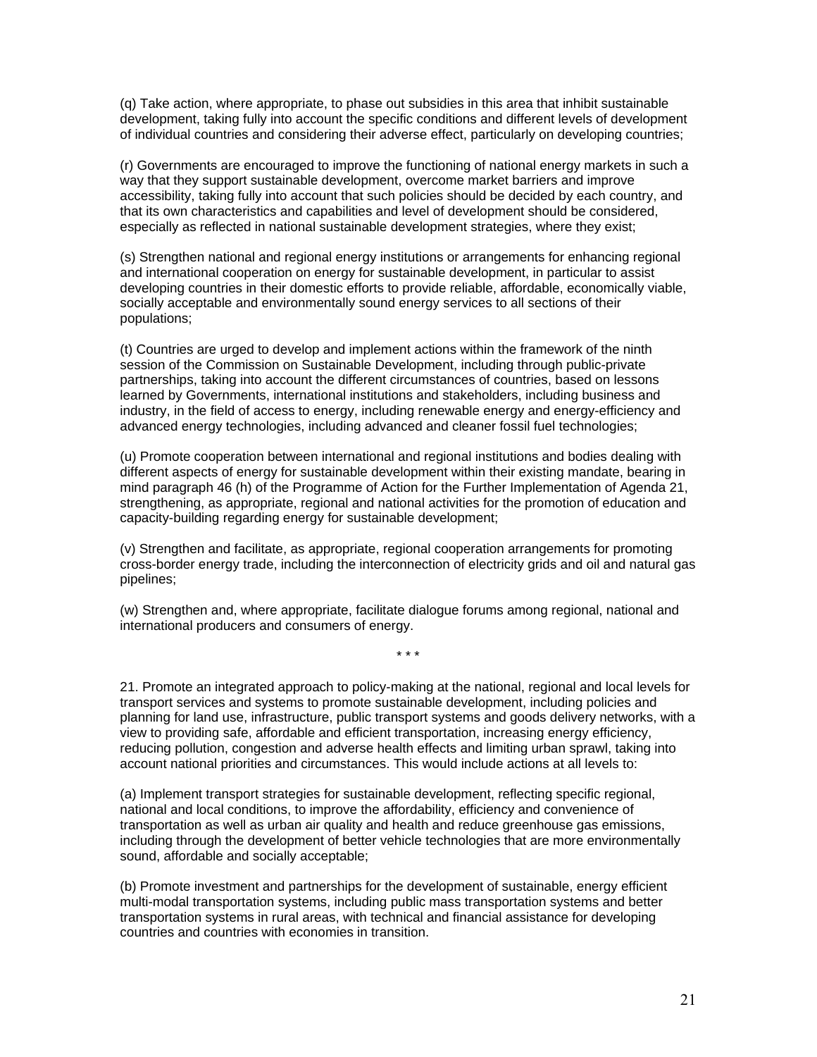(q) Take action, where appropriate, to phase out subsidies in this area that inhibit sustainable development, taking fully into account the specific conditions and different levels of development of individual countries and considering their adverse effect, particularly on developing countries;

(r) Governments are encouraged to improve the functioning of national energy markets in such a way that they support sustainable development, overcome market barriers and improve accessibility, taking fully into account that such policies should be decided by each country, and that its own characteristics and capabilities and level of development should be considered, especially as reflected in national sustainable development strategies, where they exist;

(s) Strengthen national and regional energy institutions or arrangements for enhancing regional and international cooperation on energy for sustainable development, in particular to assist developing countries in their domestic efforts to provide reliable, affordable, economically viable, socially acceptable and environmentally sound energy services to all sections of their populations;

(t) Countries are urged to develop and implement actions within the framework of the ninth session of the Commission on Sustainable Development, including through public-private partnerships, taking into account the different circumstances of countries, based on lessons learned by Governments, international institutions and stakeholders, including business and industry, in the field of access to energy, including renewable energy and energy-efficiency and advanced energy technologies, including advanced and cleaner fossil fuel technologies;

(u) Promote cooperation between international and regional institutions and bodies dealing with different aspects of energy for sustainable development within their existing mandate, bearing in mind paragraph 46 (h) of the Programme of Action for the Further Implementation of Agenda 21, strengthening, as appropriate, regional and national activities for the promotion of education and capacity-building regarding energy for sustainable development;

(v) Strengthen and facilitate, as appropriate, regional cooperation arrangements for promoting cross-border energy trade, including the interconnection of electricity grids and oil and natural gas pipelines;

(w) Strengthen and, where appropriate, facilitate dialogue forums among regional, national and international producers and consumers of energy.

* * *

21. Promote an integrated approach to policy-making at the national, regional and local levels for transport services and systems to promote sustainable development, including policies and planning for land use, infrastructure, public transport systems and goods delivery networks, with a view to providing safe, affordable and efficient transportation, increasing energy efficiency, reducing pollution, congestion and adverse health effects and limiting urban sprawl, taking into account national priorities and circumstances. This would include actions at all levels to:

(a) Implement transport strategies for sustainable development, reflecting specific regional, national and local conditions, to improve the affordability, efficiency and convenience of transportation as well as urban air quality and health and reduce greenhouse gas emissions, including through the development of better vehicle technologies that are more environmentally sound, affordable and socially acceptable;

(b) Promote investment and partnerships for the development of sustainable, energy efficient multi-modal transportation systems, including public mass transportation systems and better transportation systems in rural areas, with technical and financial assistance for developing countries and countries with economies in transition.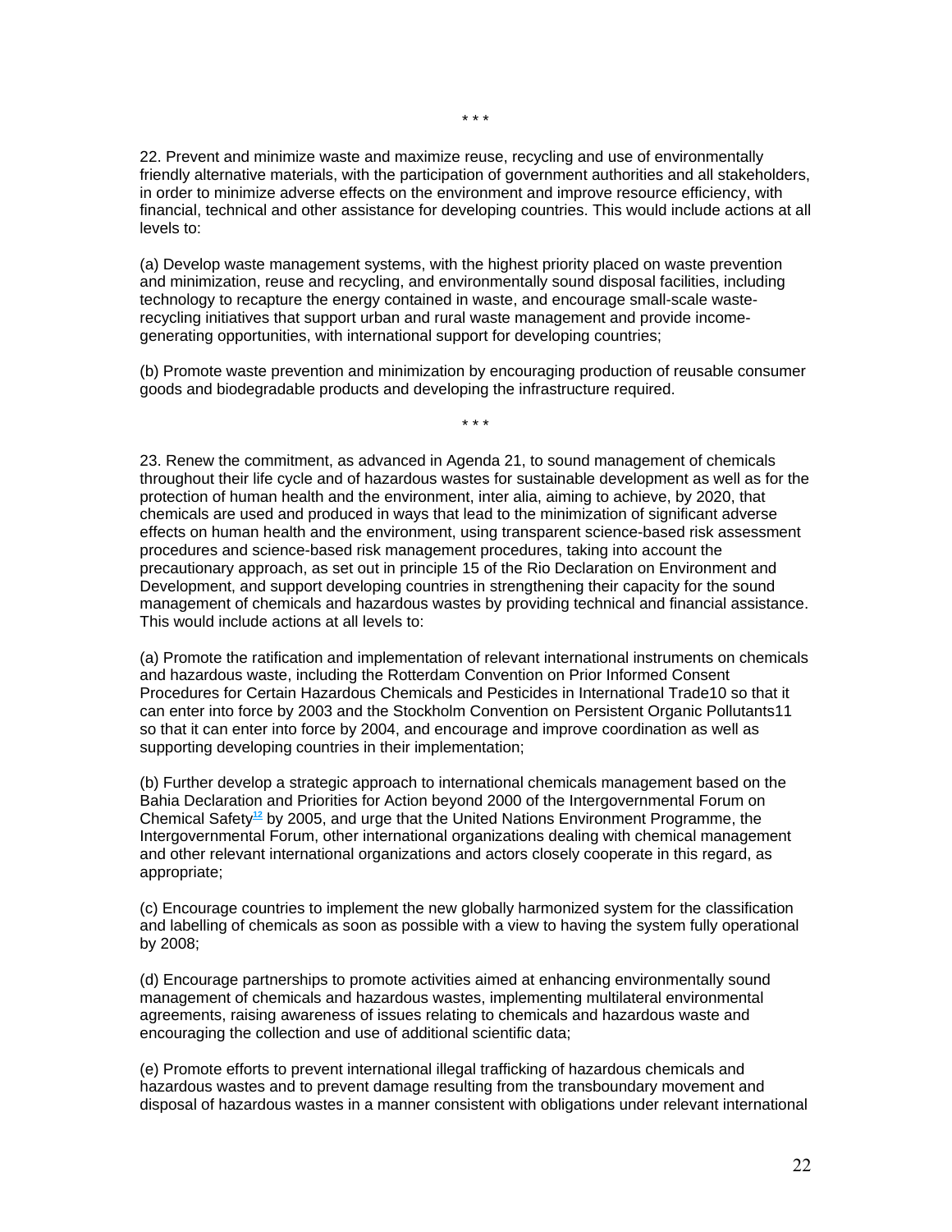* * *

22. Prevent and minimize waste and maximize reuse, recycling and use of environmentally friendly alternative materials, with the participation of government authorities and all stakeholders, in order to minimize adverse effects on the environment and improve resource efficiency, with financial, technical and other assistance for developing countries. This would include actions at all levels to:

(a) Develop waste management systems, with the highest priority placed on waste prevention and minimization, reuse and recycling, and environmentally sound disposal facilities, including technology to recapture the energy contained in waste, and encourage small-scale waste-recycling initiatives that support urban and rural waste management and provide income-generating opportunities, with international support for developing countries;

(b) Promote waste prevention and minimization by encouraging production of reusable consumer goods and biodegradable products and developing the infrastructure required.

* * *

23. Renew the commitment, as advanced in Agenda 21, to sound management of chemicals throughout their life cycle and of hazardous wastes for sustainable development as well as for the protection of human health and the environment, inter alia, aiming to achieve, by 2020, that chemicals are used and produced in ways that lead to the minimization of significant adverse effects on human health and the environment, using transparent science-based risk assessment procedures and science-based risk management procedures, taking into account the precautionary approach, as set out in principle 15 of the Rio Declaration on Environment and Development, and support developing countries in strengthening their capacity for the sound management of chemicals and hazardous wastes by providing technical and financial assistance. This would include actions at all levels to:

(a) Promote the ratification and implementation of relevant international instruments on chemicals and hazardous waste, including the Rotterdam Convention on Prior Informed Consent Procedures for Certain Hazardous Chemicals and Pesticides in International Trade10 so that it can enter into force by 2003 and the Stockholm Convention on Persistent Organic Pollutants11 so that it can enter into force by 2004, and encourage and improve coordination as well as supporting developing countries in their implementation;

(b) Further develop a strategic approach to international chemicals management based on the Bahia Declaration and Priorities for Action beyond 2000 of the Intergovernmental Forum on Chemical Safety[12] by 2005, and urge that the United Nations Environment Programme, the Intergovernmental Forum, other international organizations dealing with chemical management and other relevant international organizations and actors closely cooperate in this regard, as appropriate;

(c) Encourage countries to implement the new globally harmonized system for the classification and labelling of chemicals as soon as possible with a view to having the system fully operational by 2008;

(d) Encourage partnerships to promote activities aimed at enhancing environmentally sound management of chemicals and hazardous wastes, implementing multilateral environmental agreements, raising awareness of issues relating to chemicals and hazardous waste and encouraging the collection and use of additional scientific data;

(e) Promote efforts to prevent international illegal trafficking of hazardous chemicals and hazardous wastes and to prevent damage resulting from the transboundary movement and disposal of hazardous wastes in a manner consistent with obligations under relevant international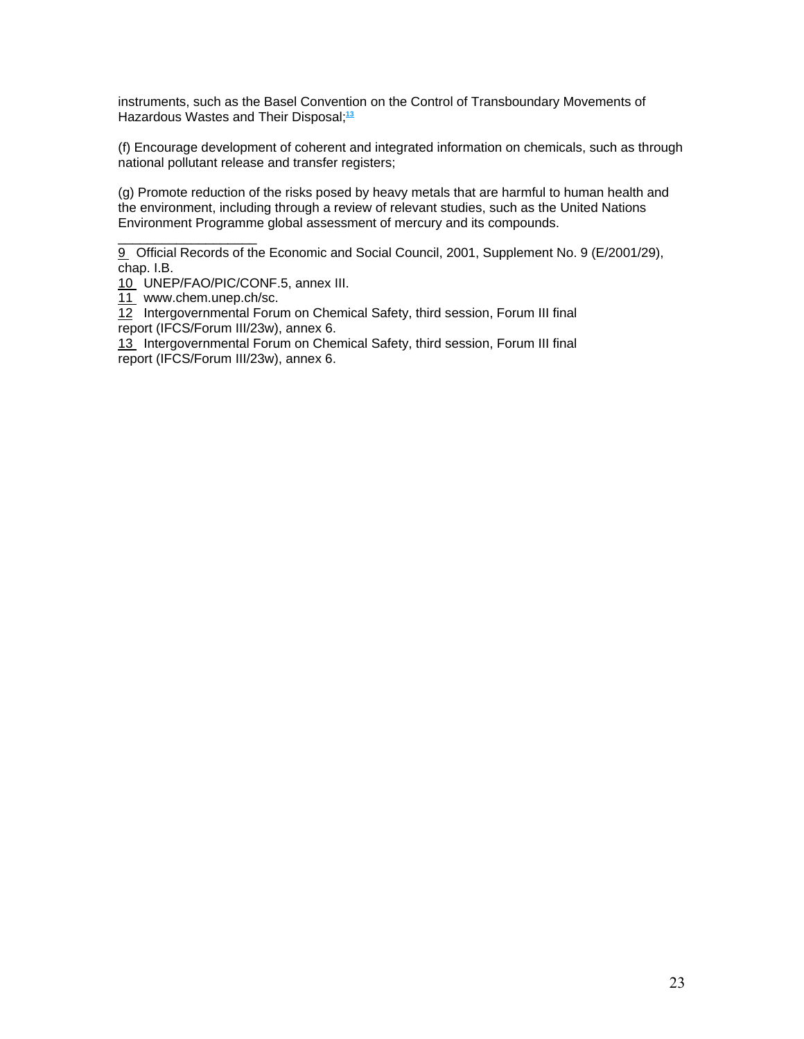instruments, such as the Basel Convention on the Control of Transboundary Movements of Hazardous Wastes and Their Disposal;[13]

(f) Encourage development of coherent and integrated information on chemicals, such as through national pollutant release and transfer registers;

(g) Promote reduction of the risks posed by heavy metals that are harmful to human health and the environment, including through a review of relevant studies, such as the United Nations Environment Programme global assessment of mercury and its compounds.

___________________

9 Official Records of the Economic and Social Council, 2001, Supplement No. 9 (E/2001/29), chap. I.B.

10 UNEP/FAO/PIC/CONF.5, annex III.

11 www.chem.unep.ch/sc.

12 Intergovernmental Forum on Chemical Safety, third session, Forum III final report (IFCS/Forum III/23w), annex 6.

13 Intergovernmental Forum on Chemical Safety, third session, Forum III final report (IFCS/Forum III/23w), annex 6.